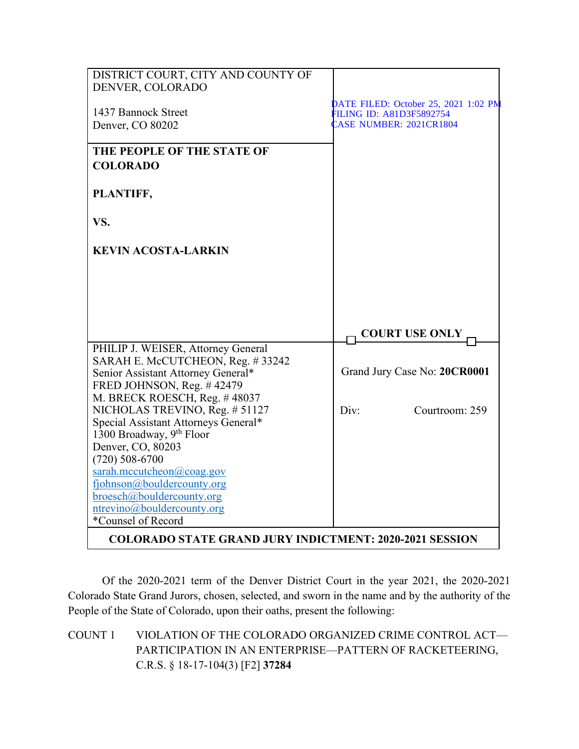| DISTRICT COURT, CITY AND COUNTY OF DENVER, COLORADO<br><br>1437 Bannock Street<br>Denver, CO 80202 | DATE FILED: October 25, 2021 1:02 PM<br>FILING ID: A81D3F5892754<br>CASE NUMBER: 2021CR1804 |
|---|---|
| **THE PEOPLE OF THE STATE OF COLORADO**<br><br>**PLANTIFF,**<br><br>**VS.**<br><br>**KEVIN ACOSTA-LARKIN** | **COURT USE ONLY** |
| PHILIP J. WEISER, Attorney General<br>SARAH E. McCUTCHEON, Reg. # 33242<br>Senior Assistant Attorney General*<br>FRED JOHNSON, Reg. # 42479<br>M. BRECK ROESCH, Reg. # 48037<br>NICHOLAS TREVINO, Reg. # 51127<br>Special Assistant Attorneys General*<br>1300 Broadway, 9th Floor<br>Denver, CO, 80203<br>(720) 508-6700<br>sarah.mccutcheon@coag.gov<br>fjohnson@bouldercounty.org<br>broesch@bouldercounty.org<br>ntrevino@bouldercounty.org<br>*Counsel of Record | Grand Jury Case No: **20CR0001**<br><br>Div: Courtroom: 259 |
| **COLORADO STATE GRAND JURY INDICTMENT: 2020-2021 SESSION** | |

Of the 2020-2021 term of the Denver District Court in the year 2021, the 2020-2021 Colorado State Grand Jurors, chosen, selected, and sworn in the name and by the authority of the People of the State of Colorado, upon their oaths, present the following:

COUNT 1 VIOLATION OF THE COLORADO ORGANIZED CRIME CONTROL ACT—PARTICIPATION IN AN ENTERPRISE—PATTERN OF RACKETEERING, C.R.S. § 18-17-104(3) [F2] **37284**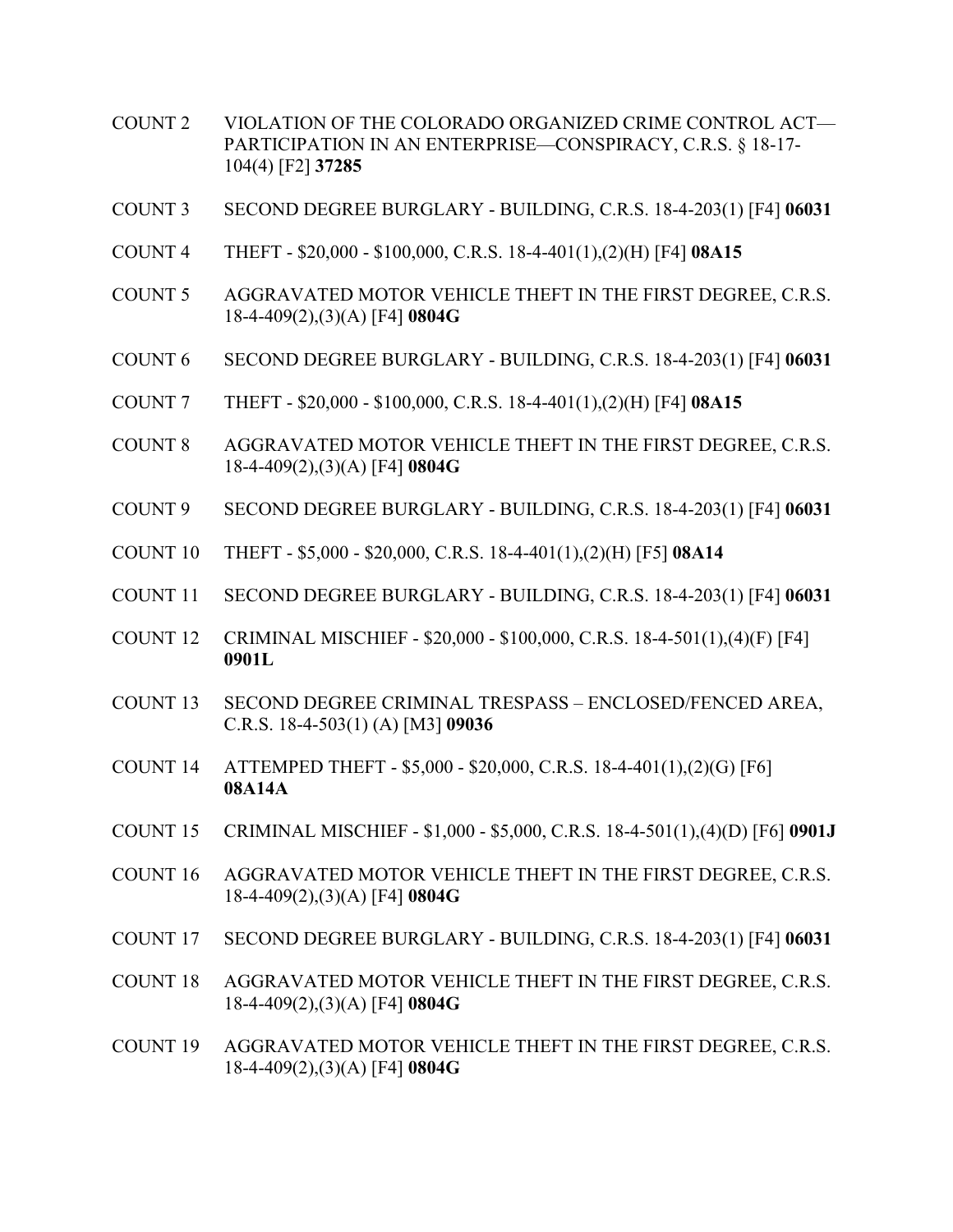COUNT 2 VIOLATION OF THE COLORADO ORGANIZED CRIME CONTROL ACT—PARTICIPATION IN AN ENTERPRISE—CONSPIRACY, C.R.S. § 18-17-104(4) [F2] **37285**

COUNT 3 SECOND DEGREE BURGLARY - BUILDING, C.R.S. 18-4-203(1) [F4] **06031**

COUNT 4 THEFT - $20,000 - $100,000, C.R.S. 18-4-401(1),(2)(H) [F4] **08A15**

COUNT 5 AGGRAVATED MOTOR VEHICLE THEFT IN THE FIRST DEGREE, C.R.S. 18-4-409(2),(3)(A) [F4] **0804G**

COUNT 6 SECOND DEGREE BURGLARY - BUILDING, C.R.S. 18-4-203(1) [F4] **06031**

COUNT 7 THEFT - $20,000 - $100,000, C.R.S. 18-4-401(1),(2)(H) [F4] **08A15**

COUNT 8 AGGRAVATED MOTOR VEHICLE THEFT IN THE FIRST DEGREE, C.R.S. 18-4-409(2),(3)(A) [F4] **0804G**

COUNT 9 SECOND DEGREE BURGLARY - BUILDING, C.R.S. 18-4-203(1) [F4] **06031**

COUNT 10 THEFT - $5,000 - $20,000, C.R.S. 18-4-401(1),(2)(H) [F5] **08A14**

COUNT 11 SECOND DEGREE BURGLARY - BUILDING, C.R.S. 18-4-203(1) [F4] **06031**

COUNT 12 CRIMINAL MISCHIEF - $20,000 - $100,000, C.R.S. 18-4-501(1),(4)(F) [F4] **0901L**

COUNT 13 SECOND DEGREE CRIMINAL TRESPASS – ENCLOSED/FENCED AREA, C.R.S. 18-4-503(1) (A) [M3] **09036**

COUNT 14 ATTEMPED THEFT - $5,000 - $20,000, C.R.S. 18-4-401(1),(2)(G) [F6] **08A14A**

COUNT 15 CRIMINAL MISCHIEF - $1,000 - $5,000, C.R.S. 18-4-501(1),(4)(D) [F6] **0901J**

COUNT 16 AGGRAVATED MOTOR VEHICLE THEFT IN THE FIRST DEGREE, C.R.S. 18-4-409(2),(3)(A) [F4] **0804G**

COUNT 17 SECOND DEGREE BURGLARY - BUILDING, C.R.S. 18-4-203(1) [F4] **06031**

COUNT 18 AGGRAVATED MOTOR VEHICLE THEFT IN THE FIRST DEGREE, C.R.S. 18-4-409(2),(3)(A) [F4] **0804G**

COUNT 19 AGGRAVATED MOTOR VEHICLE THEFT IN THE FIRST DEGREE, C.R.S. 18-4-409(2),(3)(A) [F4] **0804G**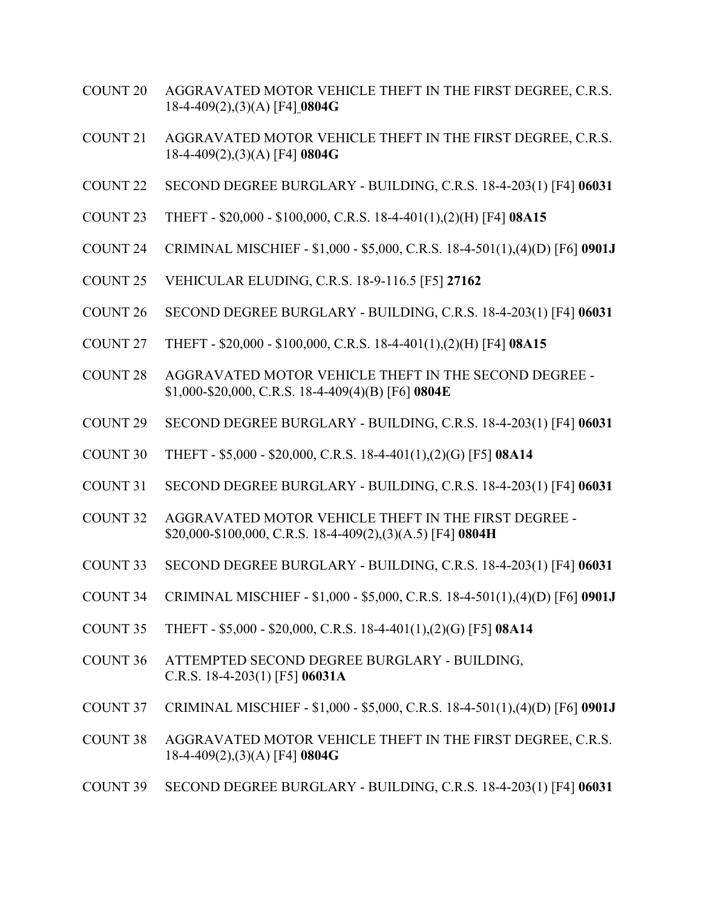COUNT 20 AGGRAVATED MOTOR VEHICLE THEFT IN THE FIRST DEGREE, C.R.S. 18-4-409(2),(3)(A) [F4] **0804G**

COUNT 21 AGGRAVATED MOTOR VEHICLE THEFT IN THE FIRST DEGREE, C.R.S. 18-4-409(2),(3)(A) [F4] **0804G**

COUNT 22 SECOND DEGREE BURGLARY - BUILDING, C.R.S. 18-4-203(1) [F4] **06031**

COUNT 23 THEFT - $20,000 - $100,000, C.R.S. 18-4-401(1),(2)(H) [F4] **08A15**

COUNT 24 CRIMINAL MISCHIEF - $1,000 - $5,000, C.R.S. 18-4-501(1),(4)(D) [F6] **0901J**

COUNT 25 VEHICULAR ELUDING, C.R.S. 18-9-116.5 [F5] **27162**

COUNT 26 SECOND DEGREE BURGLARY - BUILDING, C.R.S. 18-4-203(1) [F4] **06031**

COUNT 27 THEFT - $20,000 - $100,000, C.R.S. 18-4-401(1),(2)(H) [F4] **08A15**

COUNT 28 AGGRAVATED MOTOR VEHICLE THEFT IN THE SECOND DEGREE - $1,000-$20,000, C.R.S. 18-4-409(4)(B) [F6] **0804E**

COUNT 29 SECOND DEGREE BURGLARY - BUILDING, C.R.S. 18-4-203(1) [F4] **06031**

COUNT 30 THEFT - $5,000 - $20,000, C.R.S. 18-4-401(1),(2)(G) [F5] **08A14**

COUNT 31 SECOND DEGREE BURGLARY - BUILDING, C.R.S. 18-4-203(1) [F4] **06031**

COUNT 32 AGGRAVATED MOTOR VEHICLE THEFT IN THE FIRST DEGREE - $20,000-$100,000, C.R.S. 18-4-409(2),(3)(A.5) [F4] **0804H**

COUNT 33 SECOND DEGREE BURGLARY - BUILDING, C.R.S. 18-4-203(1) [F4] **06031**

COUNT 34 CRIMINAL MISCHIEF - $1,000 - $5,000, C.R.S. 18-4-501(1),(4)(D) [F6] **0901J**

COUNT 35 THEFT - $5,000 - $20,000, C.R.S. 18-4-401(1),(2)(G) [F5] **08A14**

COUNT 36 ATTEMPTED SECOND DEGREE BURGLARY - BUILDING, C.R.S. 18-4-203(1) [F5] **06031A**

COUNT 37 CRIMINAL MISCHIEF - $1,000 - $5,000, C.R.S. 18-4-501(1),(4)(D) [F6] **0901J**

COUNT 38 AGGRAVATED MOTOR VEHICLE THEFT IN THE FIRST DEGREE, C.R.S. 18-4-409(2),(3)(A) [F4] **0804G**

COUNT 39 SECOND DEGREE BURGLARY - BUILDING, C.R.S. 18-4-203(1) [F4] **06031**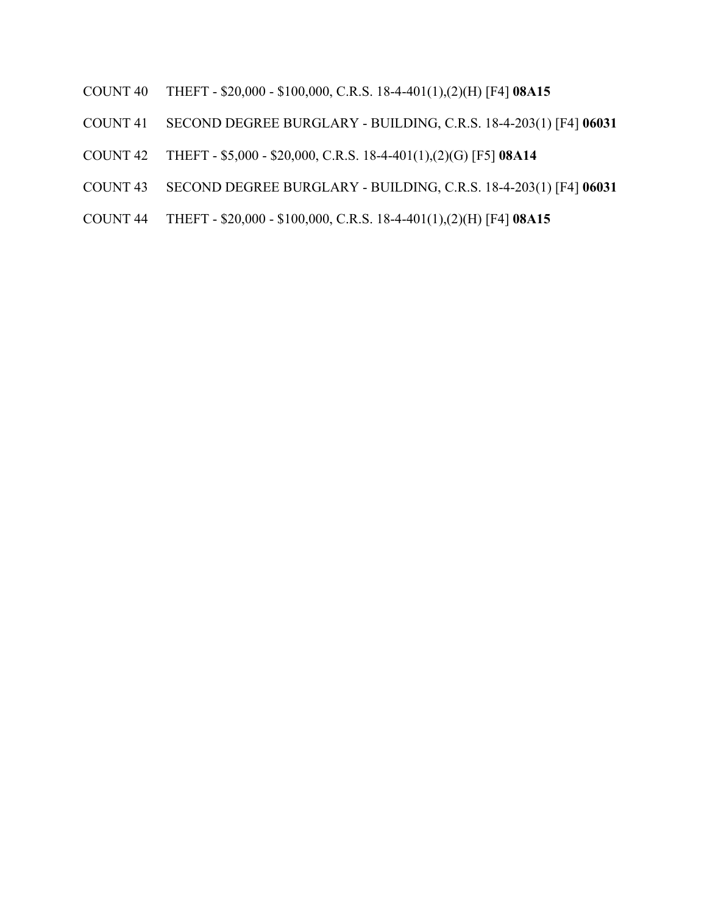COUNT 40 THEFT - $20,000 - $100,000, C.R.S. 18-4-401(1),(2)(H) [F4] **08A15**

COUNT 41 SECOND DEGREE BURGLARY - BUILDING, C.R.S. 18-4-203(1) [F4] **06031**

COUNT 42 THEFT - $5,000 - $20,000, C.R.S. 18-4-401(1),(2)(G) [F5] **08A14**

COUNT 43 SECOND DEGREE BURGLARY - BUILDING, C.R.S. 18-4-203(1) [F4] **06031**

COUNT 44 THEFT - $20,000 - $100,000, C.R.S. 18-4-401(1),(2)(H) [F4] **08A15**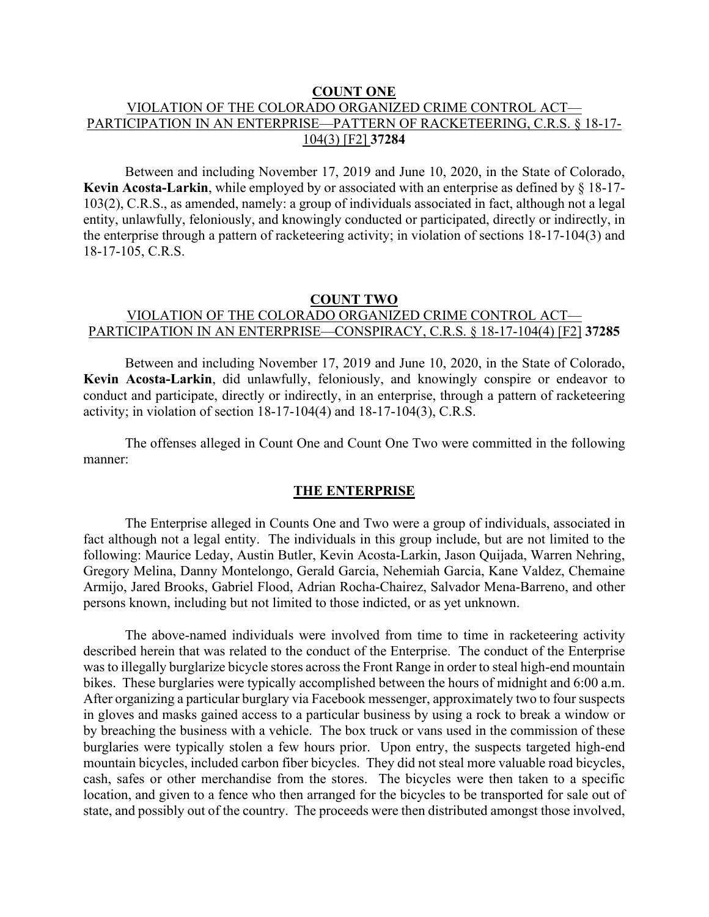**COUNT ONE**

VIOLATION OF THE COLORADO ORGANIZED CRIME CONTROL ACT—PARTICIPATION IN AN ENTERPRISE—PATTERN OF RACKETEERING, C.R.S. § 18-17-104(3) [F2] **37284**

Between and including November 17, 2019 and June 10, 2020, in the State of Colorado, **Kevin Acosta-Larkin**, while employed by or associated with an enterprise as defined by § 18-17-103(2), C.R.S., as amended, namely: a group of individuals associated in fact, although not a legal entity, unlawfully, feloniously, and knowingly conducted or participated, directly or indirectly, in the enterprise through a pattern of racketeering activity; in violation of sections 18-17-104(3) and 18-17-105, C.R.S.

**COUNT TWO**

VIOLATION OF THE COLORADO ORGANIZED CRIME CONTROL ACT—PARTICIPATION IN AN ENTERPRISE—CONSPIRACY, C.R.S. § 18-17-104(4) [F2] **37285**

Between and including November 17, 2019 and June 10, 2020, in the State of Colorado, **Kevin Acosta-Larkin**, did unlawfully, feloniously, and knowingly conspire or endeavor to conduct and participate, directly or indirectly, in an enterprise, through a pattern of racketeering activity; in violation of section 18-17-104(4) and 18-17-104(3), C.R.S.

The offenses alleged in Count One and Count One Two were committed in the following manner:

**THE ENTERPRISE**

The Enterprise alleged in Counts One and Two were a group of individuals, associated in fact although not a legal entity. The individuals in this group include, but are not limited to the following: Maurice Leday, Austin Butler, Kevin Acosta-Larkin, Jason Quijada, Warren Nehring, Gregory Melina, Danny Montelongo, Gerald Garcia, Nehemiah Garcia, Kane Valdez, Chemaine Armijo, Jared Brooks, Gabriel Flood, Adrian Rocha-Chairez, Salvador Mena-Barreno, and other persons known, including but not limited to those indicted, or as yet unknown.

The above-named individuals were involved from time to time in racketeering activity described herein that was related to the conduct of the Enterprise. The conduct of the Enterprise was to illegally burglarize bicycle stores across the Front Range in order to steal high-end mountain bikes. These burglaries were typically accomplished between the hours of midnight and 6:00 a.m. After organizing a particular burglary via Facebook messenger, approximately two to four suspects in gloves and masks gained access to a particular business by using a rock to break a window or by breaching the business with a vehicle. The box truck or vans used in the commission of these burglaries were typically stolen a few hours prior. Upon entry, the suspects targeted high-end mountain bicycles, included carbon fiber bicycles. They did not steal more valuable road bicycles, cash, safes or other merchandise from the stores. The bicycles were then taken to a specific location, and given to a fence who then arranged for the bicycles to be transported for sale out of state, and possibly out of the country. The proceeds were then distributed amongst those involved,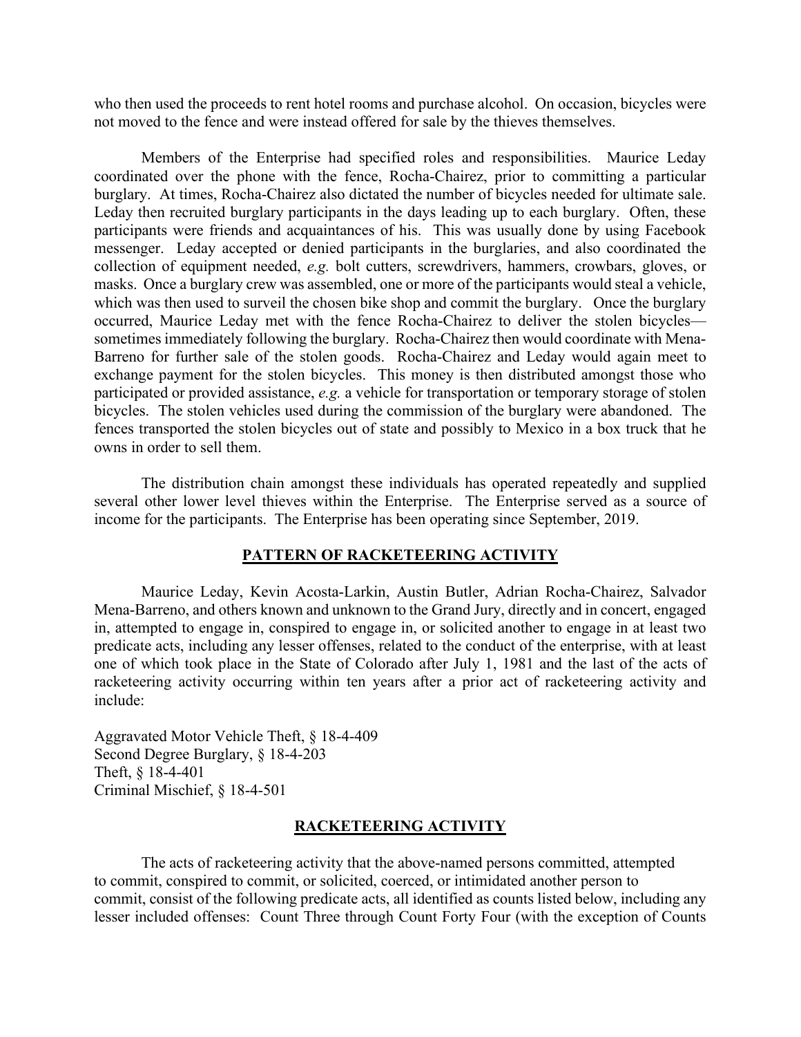who then used the proceeds to rent hotel rooms and purchase alcohol. On occasion, bicycles were not moved to the fence and were instead offered for sale by the thieves themselves.

Members of the Enterprise had specified roles and responsibilities. Maurice Leday coordinated over the phone with the fence, Rocha-Chairez, prior to committing a particular burglary. At times, Rocha-Chairez also dictated the number of bicycles needed for ultimate sale. Leday then recruited burglary participants in the days leading up to each burglary. Often, these participants were friends and acquaintances of his. This was usually done by using Facebook messenger. Leday accepted or denied participants in the burglaries, and also coordinated the collection of equipment needed, *e.g.* bolt cutters, screwdrivers, hammers, crowbars, gloves, or masks. Once a burglary crew was assembled, one or more of the participants would steal a vehicle, which was then used to surveil the chosen bike shop and commit the burglary. Once the burglary occurred, Maurice Leday met with the fence Rocha-Chairez to deliver the stolen bicycles—sometimes immediately following the burglary. Rocha-Chairez then would coordinate with Mena-Barreno for further sale of the stolen goods. Rocha-Chairez and Leday would again meet to exchange payment for the stolen bicycles. This money is then distributed amongst those who participated or provided assistance, *e.g.* a vehicle for transportation or temporary storage of stolen bicycles. The stolen vehicles used during the commission of the burglary were abandoned. The fences transported the stolen bicycles out of state and possibly to Mexico in a box truck that he owns in order to sell them.

The distribution chain amongst these individuals has operated repeatedly and supplied several other lower level thieves within the Enterprise. The Enterprise served as a source of income for the participants. The Enterprise has been operating since September, 2019.

## PATTERN OF RACKETEERING ACTIVITY

Maurice Leday, Kevin Acosta-Larkin, Austin Butler, Adrian Rocha-Chairez, Salvador Mena-Barreno, and others known and unknown to the Grand Jury, directly and in concert, engaged in, attempted to engage in, conspired to engage in, or solicited another to engage in at least two predicate acts, including any lesser offenses, related to the conduct of the enterprise, with at least one of which took place in the State of Colorado after July 1, 1981 and the last of the acts of racketeering activity occurring within ten years after a prior act of racketeering activity and include:

Aggravated Motor Vehicle Theft, § 18-4-409
Second Degree Burglary, § 18-4-203
Theft, § 18-4-401
Criminal Mischief, § 18-4-501

## RACKETEERING ACTIVITY

The acts of racketeering activity that the above-named persons committed, attempted to commit, conspired to commit, or solicited, coerced, or intimidated another person to commit, consist of the following predicate acts, all identified as counts listed below, including any lesser included offenses: Count Three through Count Forty Four (with the exception of Counts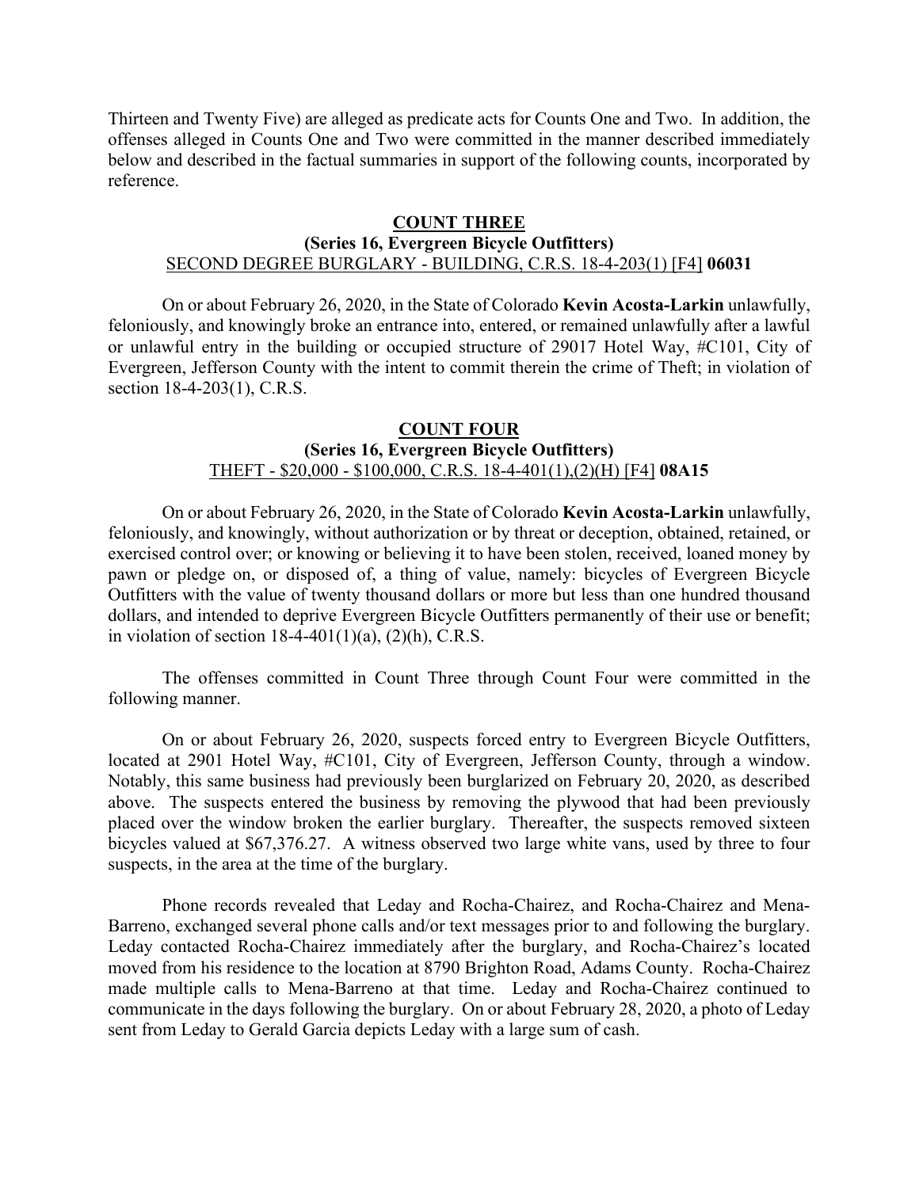Thirteen and Twenty Five) are alleged as predicate acts for Counts One and Two. In addition, the offenses alleged in Counts One and Two were committed in the manner described immediately below and described in the factual summaries in support of the following counts, incorporated by reference.

**COUNT THREE**
**(Series 16, Evergreen Bicycle Outfitters)**
SECOND DEGREE BURGLARY - BUILDING, C.R.S. 18-4-203(1) [F4] **06031**

On or about February 26, 2020, in the State of Colorado **Kevin Acosta-Larkin** unlawfully, feloniously, and knowingly broke an entrance into, entered, or remained unlawfully after a lawful or unlawful entry in the building or occupied structure of 29017 Hotel Way, #C101, City of Evergreen, Jefferson County with the intent to commit therein the crime of Theft; in violation of section 18-4-203(1), C.R.S.

**COUNT FOUR**
**(Series 16, Evergreen Bicycle Outfitters)**
THEFT - $20,000 - $100,000, C.R.S. 18-4-401(1),(2)(H) [F4] **08A15**

On or about February 26, 2020, in the State of Colorado **Kevin Acosta-Larkin** unlawfully, feloniously, and knowingly, without authorization or by threat or deception, obtained, retained, or exercised control over; or knowing or believing it to have been stolen, received, loaned money by pawn or pledge on, or disposed of, a thing of value, namely: bicycles of Evergreen Bicycle Outfitters with the value of twenty thousand dollars or more but less than one hundred thousand dollars, and intended to deprive Evergreen Bicycle Outfitters permanently of their use or benefit; in violation of section 18-4-401(1)(a), (2)(h), C.R.S.

The offenses committed in Count Three through Count Four were committed in the following manner.

On or about February 26, 2020, suspects forced entry to Evergreen Bicycle Outfitters, located at 2901 Hotel Way, #C101, City of Evergreen, Jefferson County, through a window. Notably, this same business had previously been burglarized on February 20, 2020, as described above. The suspects entered the business by removing the plywood that had been previously placed over the window broken the earlier burglary. Thereafter, the suspects removed sixteen bicycles valued at $67,376.27. A witness observed two large white vans, used by three to four suspects, in the area at the time of the burglary.

Phone records revealed that Leday and Rocha-Chairez, and Rocha-Chairez and Mena-Barreno, exchanged several phone calls and/or text messages prior to and following the burglary. Leday contacted Rocha-Chairez immediately after the burglary, and Rocha-Chairez's located moved from his residence to the location at 8790 Brighton Road, Adams County. Rocha-Chairez made multiple calls to Mena-Barreno at that time. Leday and Rocha-Chairez continued to communicate in the days following the burglary. On or about February 28, 2020, a photo of Leday sent from Leday to Gerald Garcia depicts Leday with a large sum of cash.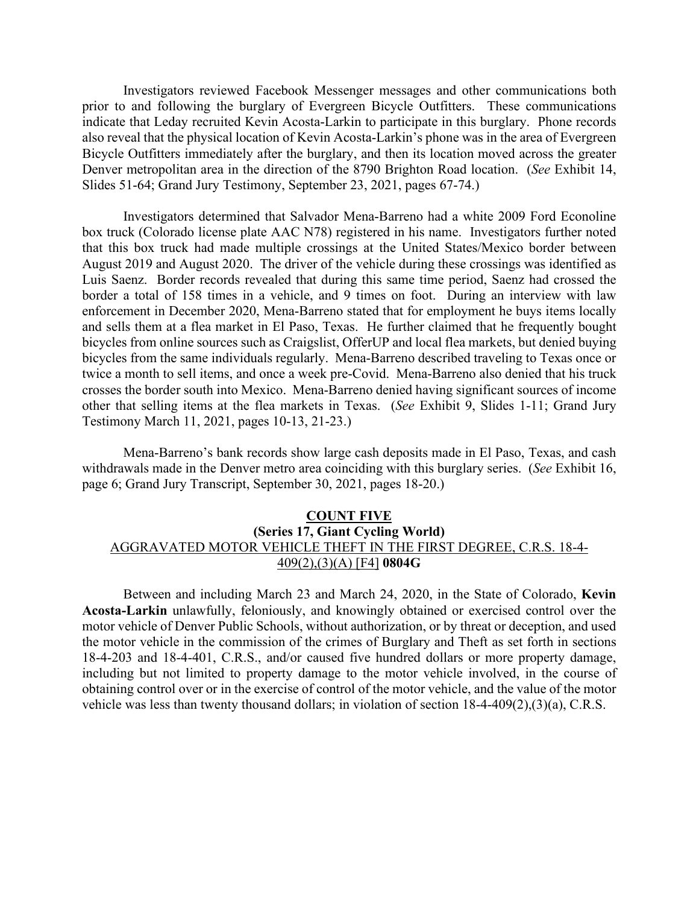Investigators reviewed Facebook Messenger messages and other communications both prior to and following the burglary of Evergreen Bicycle Outfitters. These communications indicate that Leday recruited Kevin Acosta-Larkin to participate in this burglary. Phone records also reveal that the physical location of Kevin Acosta-Larkin's phone was in the area of Evergreen Bicycle Outfitters immediately after the burglary, and then its location moved across the greater Denver metropolitan area in the direction of the 8790 Brighton Road location. (*See* Exhibit 14, Slides 51-64; Grand Jury Testimony, September 23, 2021, pages 67-74.)

Investigators determined that Salvador Mena-Barreno had a white 2009 Ford Econoline box truck (Colorado license plate AAC N78) registered in his name. Investigators further noted that this box truck had made multiple crossings at the United States/Mexico border between August 2019 and August 2020. The driver of the vehicle during these crossings was identified as Luis Saenz. Border records revealed that during this same time period, Saenz had crossed the border a total of 158 times in a vehicle, and 9 times on foot. During an interview with law enforcement in December 2020, Mena-Barreno stated that for employment he buys items locally and sells them at a flea market in El Paso, Texas. He further claimed that he frequently bought bicycles from online sources such as Craigslist, OfferUP and local flea markets, but denied buying bicycles from the same individuals regularly. Mena-Barreno described traveling to Texas once or twice a month to sell items, and once a week pre-Covid. Mena-Barreno also denied that his truck crosses the border south into Mexico. Mena-Barreno denied having significant sources of income other that selling items at the flea markets in Texas. (*See* Exhibit 9, Slides 1-11; Grand Jury Testimony March 11, 2021, pages 10-13, 21-23.)

Mena-Barreno's bank records show large cash deposits made in El Paso, Texas, and cash withdrawals made in the Denver metro area coinciding with this burglary series. (*See* Exhibit 16, page 6; Grand Jury Transcript, September 30, 2021, pages 18-20.)

**COUNT FIVE**

**(Series 17, Giant Cycling World)**

AGGRAVATED MOTOR VEHICLE THEFT IN THE FIRST DEGREE, C.R.S. 18-4-409(2),(3)(A) [F4] **0804G**

Between and including March 23 and March 24, 2020, in the State of Colorado, **Kevin Acosta-Larkin** unlawfully, feloniously, and knowingly obtained or exercised control over the motor vehicle of Denver Public Schools, without authorization, or by threat or deception, and used the motor vehicle in the commission of the crimes of Burglary and Theft as set forth in sections 18-4-203 and 18-4-401, C.R.S., and/or caused five hundred dollars or more property damage, including but not limited to property damage to the motor vehicle involved, in the course of obtaining control over or in the exercise of control of the motor vehicle, and the value of the motor vehicle was less than twenty thousand dollars; in violation of section 18-4-409(2),(3)(a), C.R.S.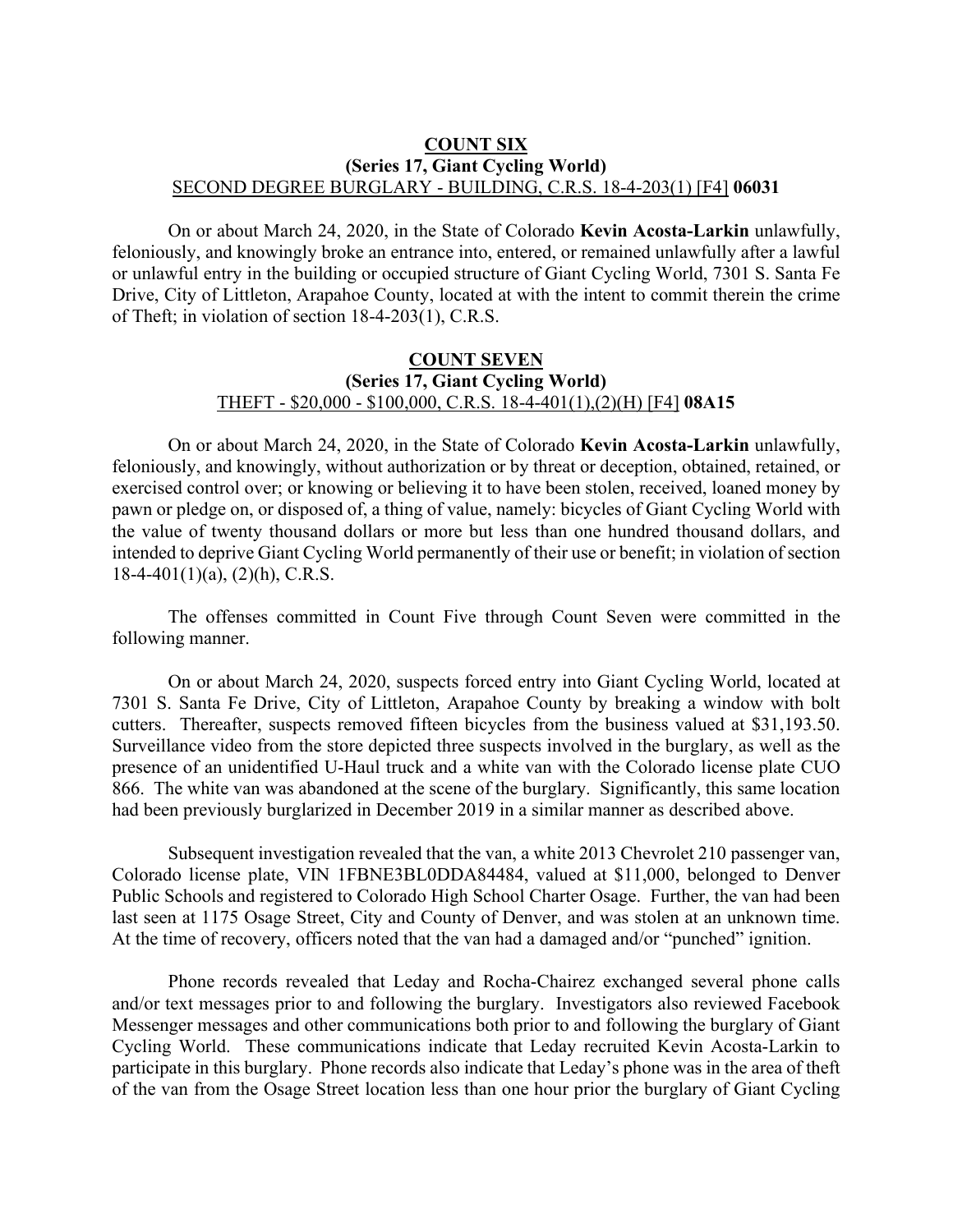**COUNT SIX**

**(Series 17, Giant Cycling World)**

SECOND DEGREE BURGLARY - BUILDING, C.R.S. 18-4-203(1) [F4] **06031**

On or about March 24, 2020, in the State of Colorado **Kevin Acosta-Larkin** unlawfully, feloniously, and knowingly broke an entrance into, entered, or remained unlawfully after a lawful or unlawful entry in the building or occupied structure of Giant Cycling World, 7301 S. Santa Fe Drive, City of Littleton, Arapahoe County, located at with the intent to commit therein the crime of Theft; in violation of section 18-4-203(1), C.R.S.

**COUNT SEVEN**

**(Series 17, Giant Cycling World)**

THEFT - $20,000 - $100,000, C.R.S. 18-4-401(1),(2)(H) [F4] **08A15**

On or about March 24, 2020, in the State of Colorado **Kevin Acosta-Larkin** unlawfully, feloniously, and knowingly, without authorization or by threat or deception, obtained, retained, or exercised control over; or knowing or believing it to have been stolen, received, loaned money by pawn or pledge on, or disposed of, a thing of value, namely: bicycles of Giant Cycling World with the value of twenty thousand dollars or more but less than one hundred thousand dollars, and intended to deprive Giant Cycling World permanently of their use or benefit; in violation of section 18-4-401(1)(a), (2)(h), C.R.S.

The offenses committed in Count Five through Count Seven were committed in the following manner.

On or about March 24, 2020, suspects forced entry into Giant Cycling World, located at 7301 S. Santa Fe Drive, City of Littleton, Arapahoe County by breaking a window with bolt cutters. Thereafter, suspects removed fifteen bicycles from the business valued at $31,193.50. Surveillance video from the store depicted three suspects involved in the burglary, as well as the presence of an unidentified U-Haul truck and a white van with the Colorado license plate CUO 866. The white van was abandoned at the scene of the burglary. Significantly, this same location had been previously burglarized in December 2019 in a similar manner as described above.

Subsequent investigation revealed that the van, a white 2013 Chevrolet 210 passenger van, Colorado license plate, VIN 1FBNE3BL0DDA84484, valued at $11,000, belonged to Denver Public Schools and registered to Colorado High School Charter Osage. Further, the van had been last seen at 1175 Osage Street, City and County of Denver, and was stolen at an unknown time. At the time of recovery, officers noted that the van had a damaged and/or "punched" ignition.

Phone records revealed that Leday and Rocha-Chairez exchanged several phone calls and/or text messages prior to and following the burglary. Investigators also reviewed Facebook Messenger messages and other communications both prior to and following the burglary of Giant Cycling World. These communications indicate that Leday recruited Kevin Acosta-Larkin to participate in this burglary. Phone records also indicate that Leday's phone was in the area of theft of the van from the Osage Street location less than one hour prior the burglary of Giant Cycling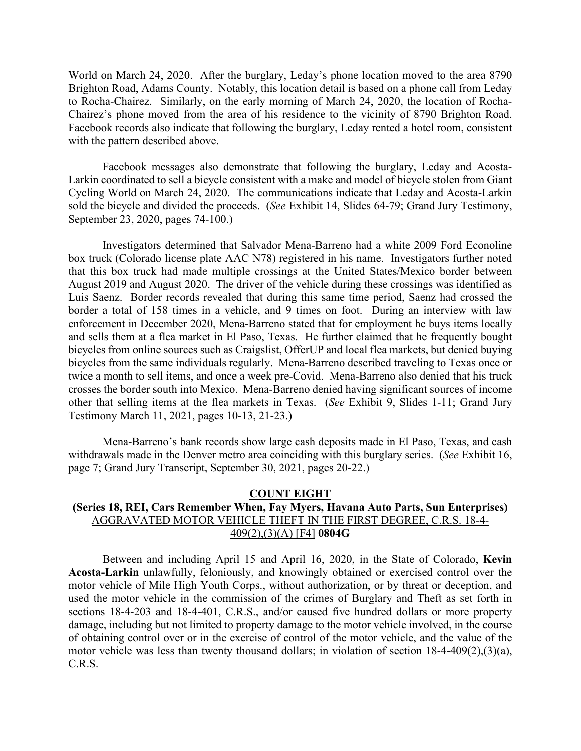World on March 24, 2020. After the burglary, Leday's phone location moved to the area 8790 Brighton Road, Adams County. Notably, this location detail is based on a phone call from Leday to Rocha-Chairez. Similarly, on the early morning of March 24, 2020, the location of Rocha-Chairez's phone moved from the area of his residence to the vicinity of 8790 Brighton Road. Facebook records also indicate that following the burglary, Leday rented a hotel room, consistent with the pattern described above.

Facebook messages also demonstrate that following the burglary, Leday and Acosta-Larkin coordinated to sell a bicycle consistent with a make and model of bicycle stolen from Giant Cycling World on March 24, 2020. The communications indicate that Leday and Acosta-Larkin sold the bicycle and divided the proceeds. (*See* Exhibit 14, Slides 64-79; Grand Jury Testimony, September 23, 2020, pages 74-100.)

Investigators determined that Salvador Mena-Barreno had a white 2009 Ford Econoline box truck (Colorado license plate AAC N78) registered in his name. Investigators further noted that this box truck had made multiple crossings at the United States/Mexico border between August 2019 and August 2020. The driver of the vehicle during these crossings was identified as Luis Saenz. Border records revealed that during this same time period, Saenz had crossed the border a total of 158 times in a vehicle, and 9 times on foot. During an interview with law enforcement in December 2020, Mena-Barreno stated that for employment he buys items locally and sells them at a flea market in El Paso, Texas. He further claimed that he frequently bought bicycles from online sources such as Craigslist, OfferUP and local flea markets, but denied buying bicycles from the same individuals regularly. Mena-Barreno described traveling to Texas once or twice a month to sell items, and once a week pre-Covid. Mena-Barreno also denied that his truck crosses the border south into Mexico. Mena-Barreno denied having significant sources of income other that selling items at the flea markets in Texas. (*See* Exhibit 9, Slides 1-11; Grand Jury Testimony March 11, 2021, pages 10-13, 21-23.)

Mena-Barreno's bank records show large cash deposits made in El Paso, Texas, and cash withdrawals made in the Denver metro area coinciding with this burglary series. (*See* Exhibit 16, page 7; Grand Jury Transcript, September 30, 2021, pages 20-22.)

## COUNT EIGHT

### (Series 18, REI, Cars Remember When, Fay Myers, Havana Auto Parts, Sun Enterprises)

AGGRAVATED MOTOR VEHICLE THEFT IN THE FIRST DEGREE, C.R.S. 18-4-409(2),(3)(A) [F4] **0804G**

Between and including April 15 and April 16, 2020, in the State of Colorado, **Kevin Acosta-Larkin** unlawfully, feloniously, and knowingly obtained or exercised control over the motor vehicle of Mile High Youth Corps., without authorization, or by threat or deception, and used the motor vehicle in the commission of the crimes of Burglary and Theft as set forth in sections 18-4-203 and 18-4-401, C.R.S., and/or caused five hundred dollars or more property damage, including but not limited to property damage to the motor vehicle involved, in the course of obtaining control over or in the exercise of control of the motor vehicle, and the value of the motor vehicle was less than twenty thousand dollars; in violation of section 18-4-409(2),(3)(a), C.R.S.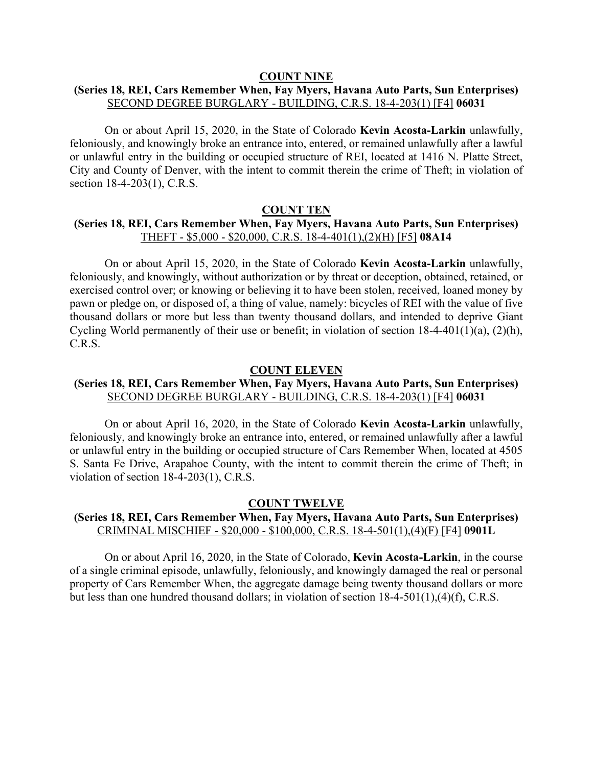**COUNT NINE**

**(Series 18, REI, Cars Remember When, Fay Myers, Havana Auto Parts, Sun Enterprises)**
SECOND DEGREE BURGLARY - BUILDING, C.R.S. 18-4-203(1) [F4] **06031**

On or about April 15, 2020, in the State of Colorado **Kevin Acosta-Larkin** unlawfully, feloniously, and knowingly broke an entrance into, entered, or remained unlawfully after a lawful or unlawful entry in the building or occupied structure of REI, located at 1416 N. Platte Street, City and County of Denver, with the intent to commit therein the crime of Theft; in violation of section 18-4-203(1), C.R.S.

**COUNT TEN**

**(Series 18, REI, Cars Remember When, Fay Myers, Havana Auto Parts, Sun Enterprises)**
THEFT - $5,000 - $20,000, C.R.S. 18-4-401(1),(2)(H) [F5] **08A14**

On or about April 15, 2020, in the State of Colorado **Kevin Acosta-Larkin** unlawfully, feloniously, and knowingly, without authorization or by threat or deception, obtained, retained, or exercised control over; or knowing or believing it to have been stolen, received, loaned money by pawn or pledge on, or disposed of, a thing of value, namely: bicycles of REI with the value of five thousand dollars or more but less than twenty thousand dollars, and intended to deprive Giant Cycling World permanently of their use or benefit; in violation of section 18-4-401(1)(a), (2)(h), C.R.S.

**COUNT ELEVEN**

**(Series 18, REI, Cars Remember When, Fay Myers, Havana Auto Parts, Sun Enterprises)**
SECOND DEGREE BURGLARY - BUILDING, C.R.S. 18-4-203(1) [F4] **06031**

On or about April 16, 2020, in the State of Colorado **Kevin Acosta-Larkin** unlawfully, feloniously, and knowingly broke an entrance into, entered, or remained unlawfully after a lawful or unlawful entry in the building or occupied structure of Cars Remember When, located at 4505 S. Santa Fe Drive, Arapahoe County, with the intent to commit therein the crime of Theft; in violation of section 18-4-203(1), C.R.S.

**COUNT TWELVE**

**(Series 18, REI, Cars Remember When, Fay Myers, Havana Auto Parts, Sun Enterprises)**
CRIMINAL MISCHIEF - $20,000 - $100,000, C.R.S. 18-4-501(1),(4)(F) [F4] **0901L**

On or about April 16, 2020, in the State of Colorado, **Kevin Acosta-Larkin**, in the course of a single criminal episode, unlawfully, feloniously, and knowingly damaged the real or personal property of Cars Remember When, the aggregate damage being twenty thousand dollars or more but less than one hundred thousand dollars; in violation of section 18-4-501(1),(4)(f), C.R.S.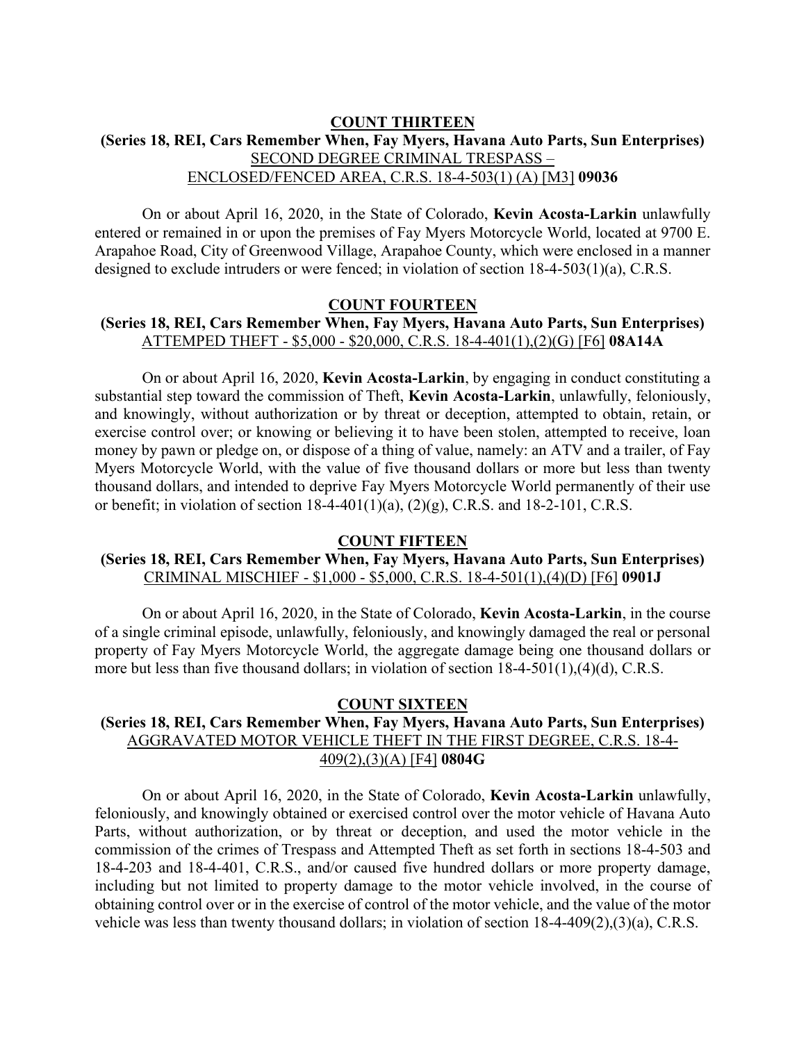**COUNT THIRTEEN**

**(Series 18, REI, Cars Remember When, Fay Myers, Havana Auto Parts, Sun Enterprises)**

SECOND DEGREE CRIMINAL TRESPASS – ENCLOSED/FENCED AREA, C.R.S. 18-4-503(1) (A) [M3] **09036**

On or about April 16, 2020, in the State of Colorado, **Kevin Acosta-Larkin** unlawfully entered or remained in or upon the premises of Fay Myers Motorcycle World, located at 9700 E. Arapahoe Road, City of Greenwood Village, Arapahoe County, which were enclosed in a manner designed to exclude intruders or were fenced; in violation of section 18-4-503(1)(a), C.R.S.

**COUNT FOURTEEN**

**(Series 18, REI, Cars Remember When, Fay Myers, Havana Auto Parts, Sun Enterprises)**

ATTEMPED THEFT - $5,000 - $20,000, C.R.S. 18-4-401(1),(2)(G) [F6] **08A14A**

On or about April 16, 2020, **Kevin Acosta-Larkin**, by engaging in conduct constituting a substantial step toward the commission of Theft, **Kevin Acosta-Larkin**, unlawfully, feloniously, and knowingly, without authorization or by threat or deception, attempted to obtain, retain, or exercise control over; or knowing or believing it to have been stolen, attempted to receive, loan money by pawn or pledge on, or dispose of a thing of value, namely: an ATV and a trailer, of Fay Myers Motorcycle World, with the value of five thousand dollars or more but less than twenty thousand dollars, and intended to deprive Fay Myers Motorcycle World permanently of their use or benefit; in violation of section 18-4-401(1)(a), (2)(g), C.R.S. and 18-2-101, C.R.S.

**COUNT FIFTEEN**

**(Series 18, REI, Cars Remember When, Fay Myers, Havana Auto Parts, Sun Enterprises)**

CRIMINAL MISCHIEF - $1,000 - $5,000, C.R.S. 18-4-501(1),(4)(D) [F6] **0901J**

On or about April 16, 2020, in the State of Colorado, **Kevin Acosta-Larkin**, in the course of a single criminal episode, unlawfully, feloniously, and knowingly damaged the real or personal property of Fay Myers Motorcycle World, the aggregate damage being one thousand dollars or more but less than five thousand dollars; in violation of section 18-4-501(1),(4)(d), C.R.S.

**COUNT SIXTEEN**

**(Series 18, REI, Cars Remember When, Fay Myers, Havana Auto Parts, Sun Enterprises)**

AGGRAVATED MOTOR VEHICLE THEFT IN THE FIRST DEGREE, C.R.S. 18-4-409(2),(3)(A) [F4] **0804G**

On or about April 16, 2020, in the State of Colorado, **Kevin Acosta-Larkin** unlawfully, feloniously, and knowingly obtained or exercised control over the motor vehicle of Havana Auto Parts, without authorization, or by threat or deception, and used the motor vehicle in the commission of the crimes of Trespass and Attempted Theft as set forth in sections 18-4-503 and 18-4-203 and 18-4-401, C.R.S., and/or caused five hundred dollars or more property damage, including but not limited to property damage to the motor vehicle involved, in the course of obtaining control over or in the exercise of control of the motor vehicle, and the value of the motor vehicle was less than twenty thousand dollars; in violation of section 18-4-409(2),(3)(a), C.R.S.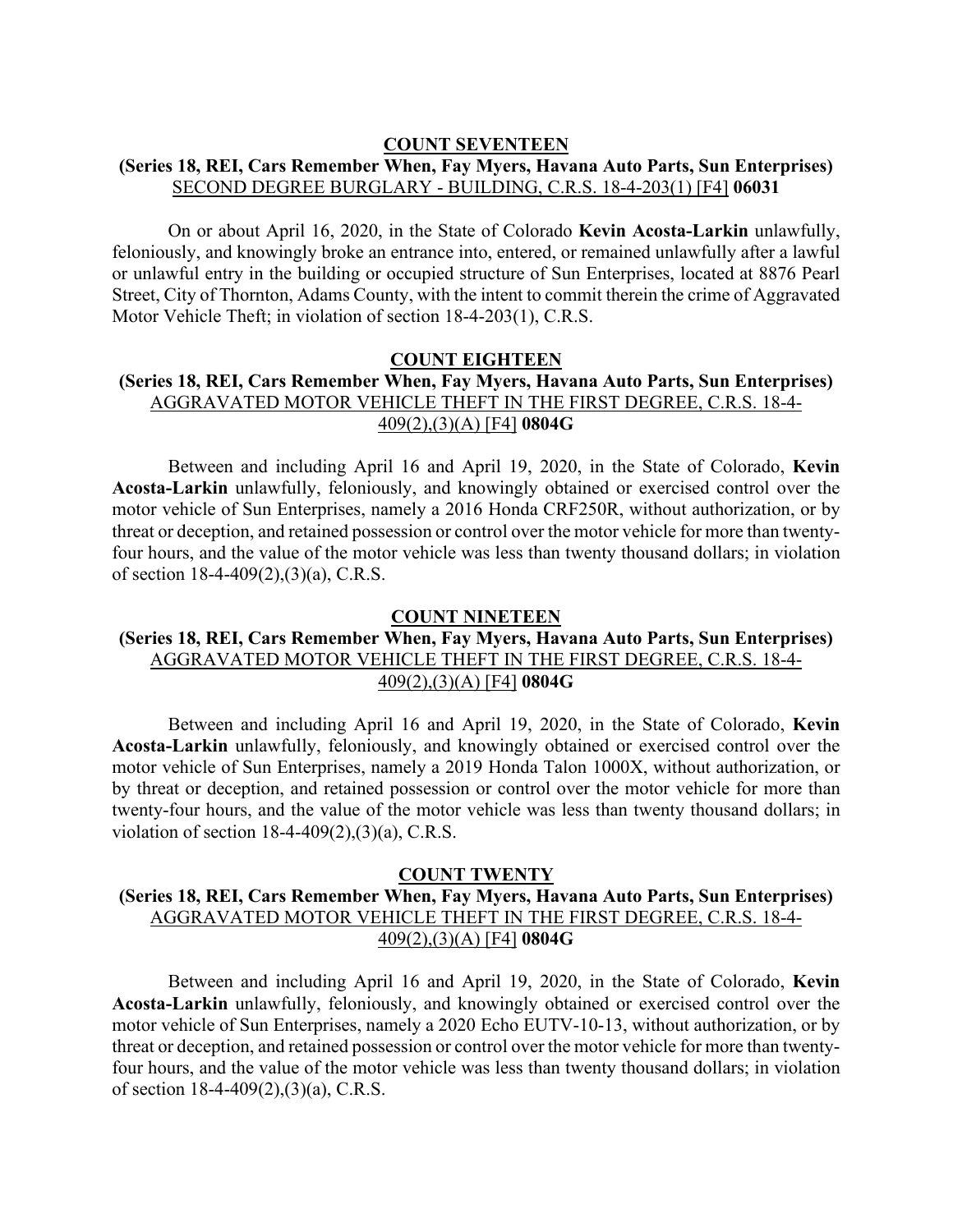**COUNT SEVENTEEN**

**(Series 18, REI, Cars Remember When, Fay Myers, Havana Auto Parts, Sun Enterprises)**

SECOND DEGREE BURGLARY - BUILDING, C.R.S. 18-4-203(1) [F4] **06031**

On or about April 16, 2020, in the State of Colorado **Kevin Acosta-Larkin** unlawfully, feloniously, and knowingly broke an entrance into, entered, or remained unlawfully after a lawful or unlawful entry in the building or occupied structure of Sun Enterprises, located at 8876 Pearl Street, City of Thornton, Adams County, with the intent to commit therein the crime of Aggravated Motor Vehicle Theft; in violation of section 18-4-203(1), C.R.S.

**COUNT EIGHTEEN**

**(Series 18, REI, Cars Remember When, Fay Myers, Havana Auto Parts, Sun Enterprises)**

AGGRAVATED MOTOR VEHICLE THEFT IN THE FIRST DEGREE, C.R.S. 18-4-409(2),(3)(A) [F4] **0804G**

Between and including April 16 and April 19, 2020, in the State of Colorado, **Kevin Acosta-Larkin** unlawfully, feloniously, and knowingly obtained or exercised control over the motor vehicle of Sun Enterprises, namely a 2016 Honda CRF250R, without authorization, or by threat or deception, and retained possession or control over the motor vehicle for more than twenty-four hours, and the value of the motor vehicle was less than twenty thousand dollars; in violation of section 18-4-409(2),(3)(a), C.R.S.

**COUNT NINETEEN**

**(Series 18, REI, Cars Remember When, Fay Myers, Havana Auto Parts, Sun Enterprises)**

AGGRAVATED MOTOR VEHICLE THEFT IN THE FIRST DEGREE, C.R.S. 18-4-409(2),(3)(A) [F4] **0804G**

Between and including April 16 and April 19, 2020, in the State of Colorado, **Kevin Acosta-Larkin** unlawfully, feloniously, and knowingly obtained or exercised control over the motor vehicle of Sun Enterprises, namely a 2019 Honda Talon 1000X, without authorization, or by threat or deception, and retained possession or control over the motor vehicle for more than twenty-four hours, and the value of the motor vehicle was less than twenty thousand dollars; in violation of section 18-4-409(2),(3)(a), C.R.S.

**COUNT TWENTY**

**(Series 18, REI, Cars Remember When, Fay Myers, Havana Auto Parts, Sun Enterprises)**

AGGRAVATED MOTOR VEHICLE THEFT IN THE FIRST DEGREE, C.R.S. 18-4-409(2),(3)(A) [F4] **0804G**

Between and including April 16 and April 19, 2020, in the State of Colorado, **Kevin Acosta-Larkin** unlawfully, feloniously, and knowingly obtained or exercised control over the motor vehicle of Sun Enterprises, namely a 2020 Echo EUTV-10-13, without authorization, or by threat or deception, and retained possession or control over the motor vehicle for more than twenty-four hours, and the value of the motor vehicle was less than twenty thousand dollars; in violation of section 18-4-409(2),(3)(a), C.R.S.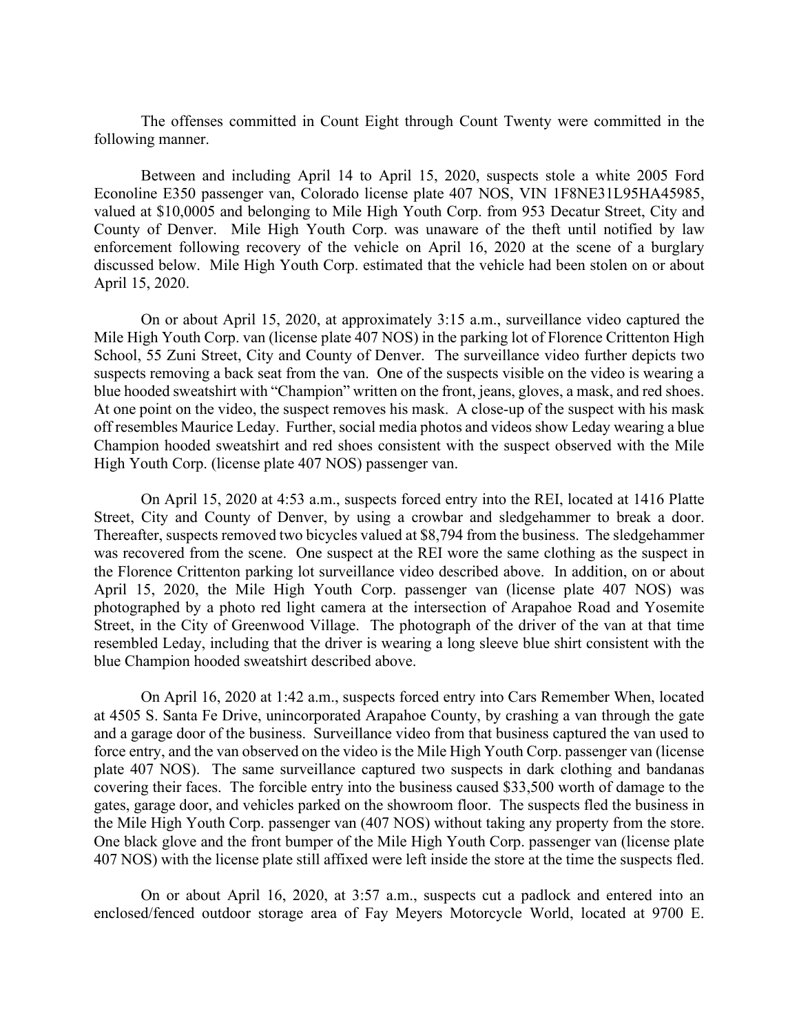The offenses committed in Count Eight through Count Twenty were committed in the following manner.

Between and including April 14 to April 15, 2020, suspects stole a white 2005 Ford Econoline E350 passenger van, Colorado license plate 407 NOS, VIN 1F8NE31L95HA45985, valued at $10,0005 and belonging to Mile High Youth Corp. from 953 Decatur Street, City and County of Denver. Mile High Youth Corp. was unaware of the theft until notified by law enforcement following recovery of the vehicle on April 16, 2020 at the scene of a burglary discussed below. Mile High Youth Corp. estimated that the vehicle had been stolen on or about April 15, 2020.

On or about April 15, 2020, at approximately 3:15 a.m., surveillance video captured the Mile High Youth Corp. van (license plate 407 NOS) in the parking lot of Florence Crittenton High School, 55 Zuni Street, City and County of Denver. The surveillance video further depicts two suspects removing a back seat from the van. One of the suspects visible on the video is wearing a blue hooded sweatshirt with "Champion" written on the front, jeans, gloves, a mask, and red shoes. At one point on the video, the suspect removes his mask. A close-up of the suspect with his mask off resembles Maurice Leday. Further, social media photos and videos show Leday wearing a blue Champion hooded sweatshirt and red shoes consistent with the suspect observed with the Mile High Youth Corp. (license plate 407 NOS) passenger van.

On April 15, 2020 at 4:53 a.m., suspects forced entry into the REI, located at 1416 Platte Street, City and County of Denver, by using a crowbar and sledgehammer to break a door. Thereafter, suspects removed two bicycles valued at $8,794 from the business. The sledgehammer was recovered from the scene. One suspect at the REI wore the same clothing as the suspect in the Florence Crittenton parking lot surveillance video described above. In addition, on or about April 15, 2020, the Mile High Youth Corp. passenger van (license plate 407 NOS) was photographed by a photo red light camera at the intersection of Arapahoe Road and Yosemite Street, in the City of Greenwood Village. The photograph of the driver of the van at that time resembled Leday, including that the driver is wearing a long sleeve blue shirt consistent with the blue Champion hooded sweatshirt described above.

On April 16, 2020 at 1:42 a.m., suspects forced entry into Cars Remember When, located at 4505 S. Santa Fe Drive, unincorporated Arapahoe County, by crashing a van through the gate and a garage door of the business. Surveillance video from that business captured the van used to force entry, and the van observed on the video is the Mile High Youth Corp. passenger van (license plate 407 NOS). The same surveillance captured two suspects in dark clothing and bandanas covering their faces. The forcible entry into the business caused $33,500 worth of damage to the gates, garage door, and vehicles parked on the showroom floor. The suspects fled the business in the Mile High Youth Corp. passenger van (407 NOS) without taking any property from the store. One black glove and the front bumper of the Mile High Youth Corp. passenger van (license plate 407 NOS) with the license plate still affixed were left inside the store at the time the suspects fled.

On or about April 16, 2020, at 3:57 a.m., suspects cut a padlock and entered into an enclosed/fenced outdoor storage area of Fay Meyers Motorcycle World, located at 9700 E.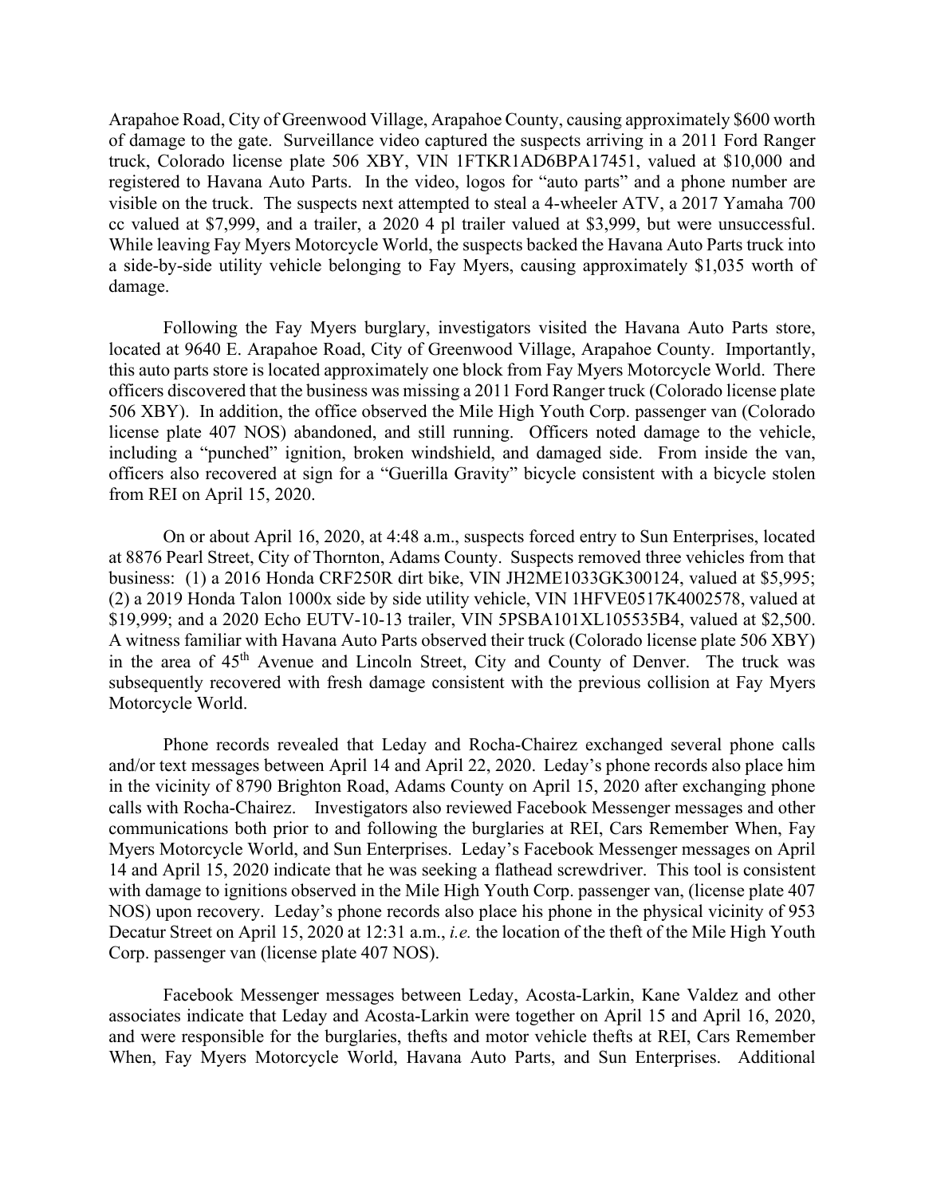Arapahoe Road, City of Greenwood Village, Arapahoe County, causing approximately $600 worth of damage to the gate. Surveillance video captured the suspects arriving in a 2011 Ford Ranger truck, Colorado license plate 506 XBY, VIN 1FTKR1AD6BPA17451, valued at $10,000 and registered to Havana Auto Parts. In the video, logos for "auto parts" and a phone number are visible on the truck. The suspects next attempted to steal a 4-wheeler ATV, a 2017 Yamaha 700 cc valued at $7,999, and a trailer, a 2020 4 pl trailer valued at $3,999, but were unsuccessful. While leaving Fay Myers Motorcycle World, the suspects backed the Havana Auto Parts truck into a side-by-side utility vehicle belonging to Fay Myers, causing approximately $1,035 worth of damage.

Following the Fay Myers burglary, investigators visited the Havana Auto Parts store, located at 9640 E. Arapahoe Road, City of Greenwood Village, Arapahoe County. Importantly, this auto parts store is located approximately one block from Fay Myers Motorcycle World. There officers discovered that the business was missing a 2011 Ford Ranger truck (Colorado license plate 506 XBY). In addition, the office observed the Mile High Youth Corp. passenger van (Colorado license plate 407 NOS) abandoned, and still running. Officers noted damage to the vehicle, including a "punched" ignition, broken windshield, and damaged side. From inside the van, officers also recovered at sign for a "Guerilla Gravity" bicycle consistent with a bicycle stolen from REI on April 15, 2020.

On or about April 16, 2020, at 4:48 a.m., suspects forced entry to Sun Enterprises, located at 8876 Pearl Street, City of Thornton, Adams County. Suspects removed three vehicles from that business: (1) a 2016 Honda CRF250R dirt bike, VIN JH2ME1033GK300124, valued at $5,995; (2) a 2019 Honda Talon 1000x side by side utility vehicle, VIN 1HFVE0517K4002578, valued at $19,999; and a 2020 Echo EUTV-10-13 trailer, VIN 5PSBA101XL105535B4, valued at $2,500. A witness familiar with Havana Auto Parts observed their truck (Colorado license plate 506 XBY) in the area of 45th Avenue and Lincoln Street, City and County of Denver. The truck was subsequently recovered with fresh damage consistent with the previous collision at Fay Myers Motorcycle World.

Phone records revealed that Leday and Rocha-Chairez exchanged several phone calls and/or text messages between April 14 and April 22, 2020. Leday's phone records also place him in the vicinity of 8790 Brighton Road, Adams County on April 15, 2020 after exchanging phone calls with Rocha-Chairez. Investigators also reviewed Facebook Messenger messages and other communications both prior to and following the burglaries at REI, Cars Remember When, Fay Myers Motorcycle World, and Sun Enterprises. Leday's Facebook Messenger messages on April 14 and April 15, 2020 indicate that he was seeking a flathead screwdriver. This tool is consistent with damage to ignitions observed in the Mile High Youth Corp. passenger van, (license plate 407 NOS) upon recovery. Leday's phone records also place his phone in the physical vicinity of 953 Decatur Street on April 15, 2020 at 12:31 a.m., *i.e.* the location of the theft of the Mile High Youth Corp. passenger van (license plate 407 NOS).

Facebook Messenger messages between Leday, Acosta-Larkin, Kane Valdez and other associates indicate that Leday and Acosta-Larkin were together on April 15 and April 16, 2020, and were responsible for the burglaries, thefts and motor vehicle thefts at REI, Cars Remember When, Fay Myers Motorcycle World, Havana Auto Parts, and Sun Enterprises. Additional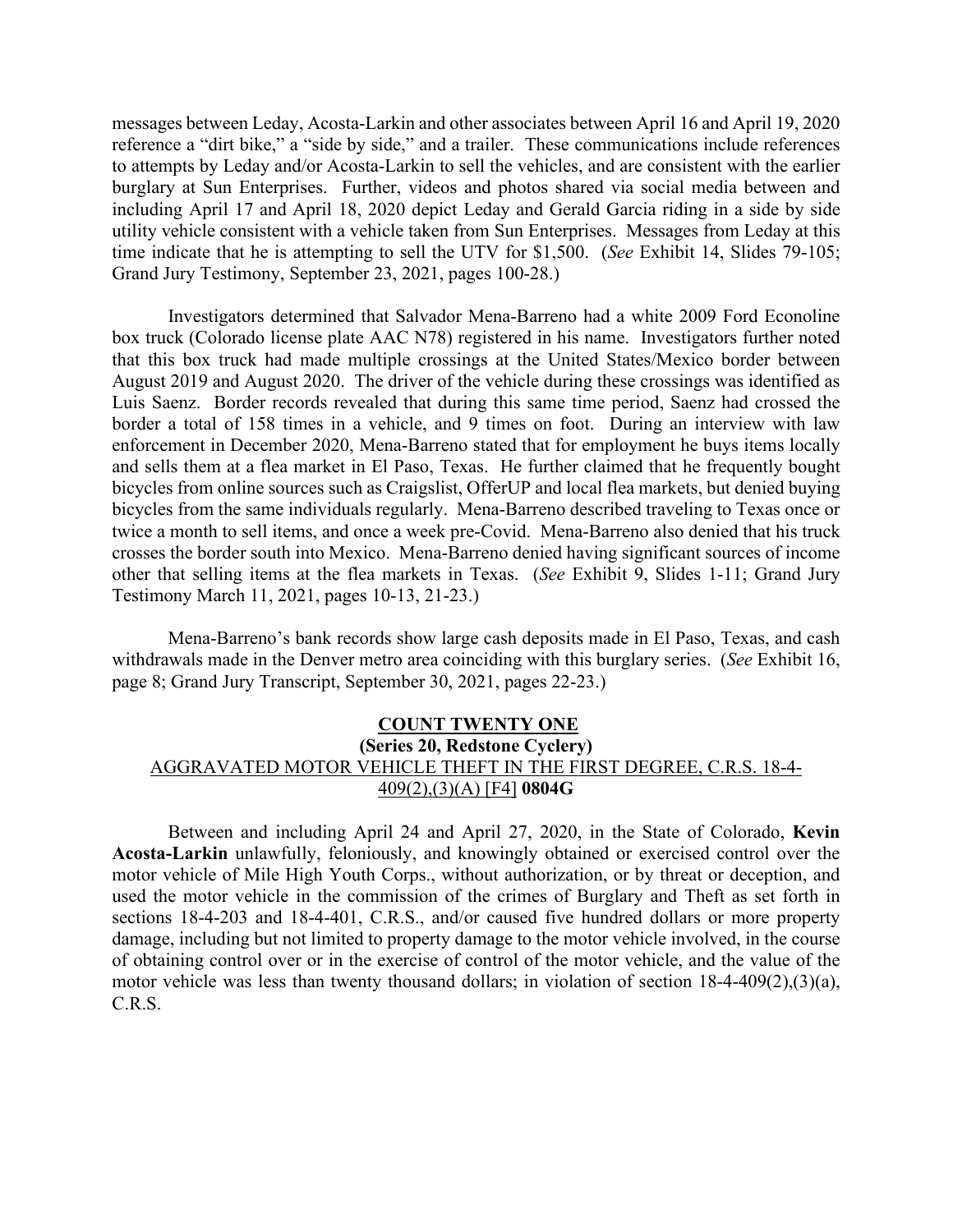messages between Leday, Acosta-Larkin and other associates between April 16 and April 19, 2020 reference a "dirt bike," a "side by side," and a trailer. These communications include references to attempts by Leday and/or Acosta-Larkin to sell the vehicles, and are consistent with the earlier burglary at Sun Enterprises. Further, videos and photos shared via social media between and including April 17 and April 18, 2020 depict Leday and Gerald Garcia riding in a side by side utility vehicle consistent with a vehicle taken from Sun Enterprises. Messages from Leday at this time indicate that he is attempting to sell the UTV for $1,500. (*See* Exhibit 14, Slides 79-105; Grand Jury Testimony, September 23, 2021, pages 100-28.)

Investigators determined that Salvador Mena-Barreno had a white 2009 Ford Econoline box truck (Colorado license plate AAC N78) registered in his name. Investigators further noted that this box truck had made multiple crossings at the United States/Mexico border between August 2019 and August 2020. The driver of the vehicle during these crossings was identified as Luis Saenz. Border records revealed that during this same time period, Saenz had crossed the border a total of 158 times in a vehicle, and 9 times on foot. During an interview with law enforcement in December 2020, Mena-Barreno stated that for employment he buys items locally and sells them at a flea market in El Paso, Texas. He further claimed that he frequently bought bicycles from online sources such as Craigslist, OfferUP and local flea markets, but denied buying bicycles from the same individuals regularly. Mena-Barreno described traveling to Texas once or twice a month to sell items, and once a week pre-Covid. Mena-Barreno also denied that his truck crosses the border south into Mexico. Mena-Barreno denied having significant sources of income other that selling items at the flea markets in Texas. (*See* Exhibit 9, Slides 1-11; Grand Jury Testimony March 11, 2021, pages 10-13, 21-23.)

Mena-Barreno's bank records show large cash deposits made in El Paso, Texas, and cash withdrawals made in the Denver metro area coinciding with this burglary series. (*See* Exhibit 16, page 8; Grand Jury Transcript, September 30, 2021, pages 22-23.)

## COUNT TWENTY ONE

**(Series 20, Redstone Cyclery)**

AGGRAVATED MOTOR VEHICLE THEFT IN THE FIRST DEGREE, C.R.S. 18-4-409(2),(3)(A) [F4] **0804G**

Between and including April 24 and April 27, 2020, in the State of Colorado, **Kevin Acosta-Larkin** unlawfully, feloniously, and knowingly obtained or exercised control over the motor vehicle of Mile High Youth Corps., without authorization, or by threat or deception, and used the motor vehicle in the commission of the crimes of Burglary and Theft as set forth in sections 18-4-203 and 18-4-401, C.R.S., and/or caused five hundred dollars or more property damage, including but not limited to property damage to the motor vehicle involved, in the course of obtaining control over or in the exercise of control of the motor vehicle, and the value of the motor vehicle was less than twenty thousand dollars; in violation of section 18-4-409(2),(3)(a), C.R.S.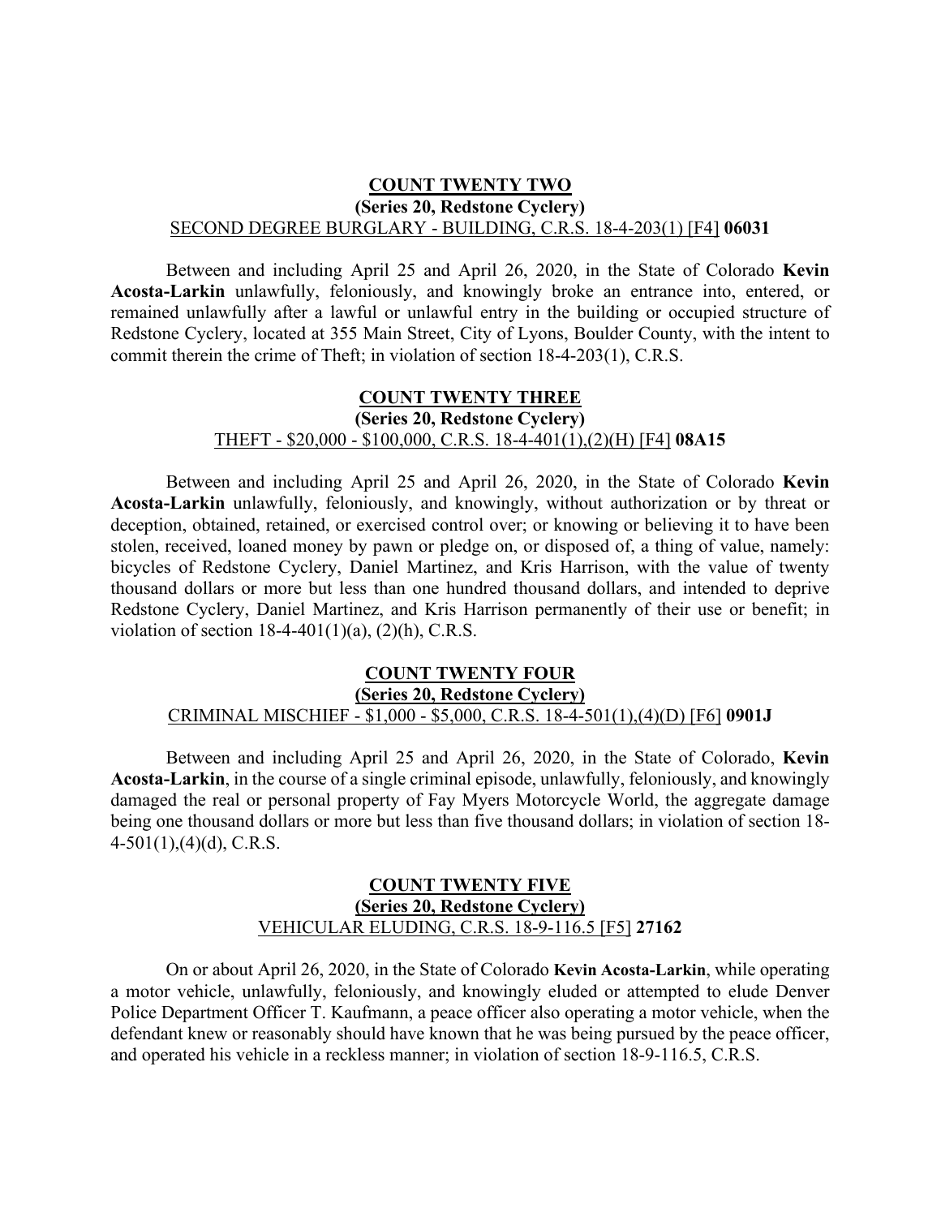**<u>COUNT TWENTY TWO</u>**

**(Series 20, Redstone Cyclery)**

<u>SECOND DEGREE BURGLARY - BUILDING, C.R.S. 18-4-203(1) [F4]</u> **06031**

Between and including April 25 and April 26, 2020, in the State of Colorado **Kevin Acosta-Larkin** unlawfully, feloniously, and knowingly broke an entrance into, entered, or remained unlawfully after a lawful or unlawful entry in the building or occupied structure of Redstone Cyclery, located at 355 Main Street, City of Lyons, Boulder County, with the intent to commit therein the crime of Theft; in violation of section 18-4-203(1), C.R.S.

**<u>COUNT TWENTY THREE</u>**

**(Series 20, Redstone Cyclery)**

<u>THEFT - $20,000 - $100,000, C.R.S. 18-4-401(1),(2)(H) [F4]</u> **08A15**

Between and including April 25 and April 26, 2020, in the State of Colorado **Kevin Acosta-Larkin** unlawfully, feloniously, and knowingly, without authorization or by threat or deception, obtained, retained, or exercised control over; or knowing or believing it to have been stolen, received, loaned money by pawn or pledge on, or disposed of, a thing of value, namely: bicycles of Redstone Cyclery, Daniel Martinez, and Kris Harrison, with the value of twenty thousand dollars or more but less than one hundred thousand dollars, and intended to deprive Redstone Cyclery, Daniel Martinez, and Kris Harrison permanently of their use or benefit; in violation of section 18-4-401(1)(a), (2)(h), C.R.S.

**<u>COUNT TWENTY FOUR</u>**

**<u>(Series 20, Redstone Cyclery)</u>**

<u>CRIMINAL MISCHIEF - $1,000 - $5,000, C.R.S. 18-4-501(1),(4)(D) [F6]</u> **0901J**

Between and including April 25 and April 26, 2020, in the State of Colorado, **Kevin Acosta-Larkin**, in the course of a single criminal episode, unlawfully, feloniously, and knowingly damaged the real or personal property of Fay Myers Motorcycle World, the aggregate damage being one thousand dollars or more but less than five thousand dollars; in violation of section 18-4-501(1),(4)(d), C.R.S.

**<u>COUNT TWENTY FIVE</u>**

**<u>(Series 20, Redstone Cyclery)</u>**

<u>VEHICULAR ELUDING, C.R.S. 18-9-116.5 [F5]</u> **27162**

On or about April 26, 2020, in the State of Colorado **Kevin Acosta-Larkin**, while operating a motor vehicle, unlawfully, feloniously, and knowingly eluded or attempted to elude Denver Police Department Officer T. Kaufmann, a peace officer also operating a motor vehicle, when the defendant knew or reasonably should have known that he was being pursued by the peace officer, and operated his vehicle in a reckless manner; in violation of section 18-9-116.5, C.R.S.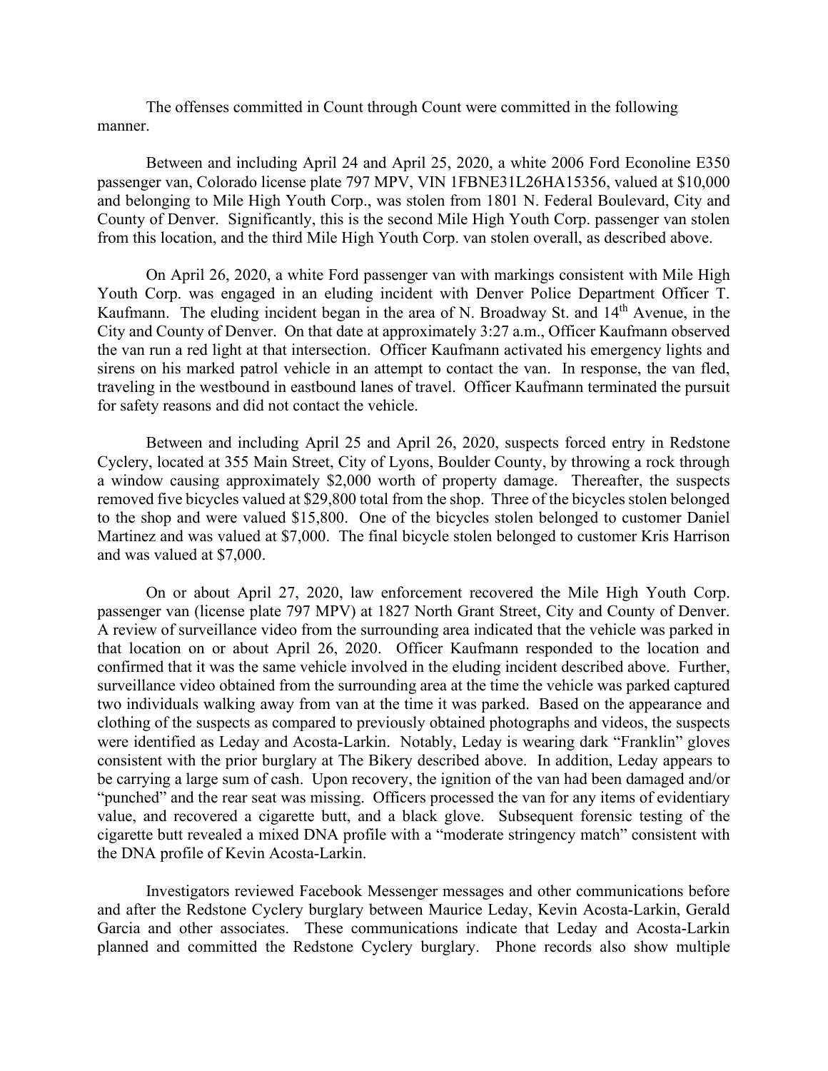The offenses committed in Count through Count were committed in the following manner.

Between and including April 24 and April 25, 2020, a white 2006 Ford Econoline E350 passenger van, Colorado license plate 797 MPV, VIN 1FBNE31L26HA15356, valued at $10,000 and belonging to Mile High Youth Corp., was stolen from 1801 N. Federal Boulevard, City and County of Denver. Significantly, this is the second Mile High Youth Corp. passenger van stolen from this location, and the third Mile High Youth Corp. van stolen overall, as described above.

On April 26, 2020, a white Ford passenger van with markings consistent with Mile High Youth Corp. was engaged in an eluding incident with Denver Police Department Officer T. Kaufmann. The eluding incident began in the area of N. Broadway St. and 14th Avenue, in the City and County of Denver. On that date at approximately 3:27 a.m., Officer Kaufmann observed the van run a red light at that intersection. Officer Kaufmann activated his emergency lights and sirens on his marked patrol vehicle in an attempt to contact the van. In response, the van fled, traveling in the westbound in eastbound lanes of travel. Officer Kaufmann terminated the pursuit for safety reasons and did not contact the vehicle.

Between and including April 25 and April 26, 2020, suspects forced entry in Redstone Cyclery, located at 355 Main Street, City of Lyons, Boulder County, by throwing a rock through a window causing approximately $2,000 worth of property damage. Thereafter, the suspects removed five bicycles valued at $29,800 total from the shop. Three of the bicycles stolen belonged to the shop and were valued $15,800. One of the bicycles stolen belonged to customer Daniel Martinez and was valued at $7,000. The final bicycle stolen belonged to customer Kris Harrison and was valued at $7,000.

On or about April 27, 2020, law enforcement recovered the Mile High Youth Corp. passenger van (license plate 797 MPV) at 1827 North Grant Street, City and County of Denver. A review of surveillance video from the surrounding area indicated that the vehicle was parked in that location on or about April 26, 2020. Officer Kaufmann responded to the location and confirmed that it was the same vehicle involved in the eluding incident described above. Further, surveillance video obtained from the surrounding area at the time the vehicle was parked captured two individuals walking away from van at the time it was parked. Based on the appearance and clothing of the suspects as compared to previously obtained photographs and videos, the suspects were identified as Leday and Acosta-Larkin. Notably, Leday is wearing dark "Franklin" gloves consistent with the prior burglary at The Bikery described above. In addition, Leday appears to be carrying a large sum of cash. Upon recovery, the ignition of the van had been damaged and/or "punched" and the rear seat was missing. Officers processed the van for any items of evidentiary value, and recovered a cigarette butt, and a black glove. Subsequent forensic testing of the cigarette butt revealed a mixed DNA profile with a "moderate stringency match" consistent with the DNA profile of Kevin Acosta-Larkin.

Investigators reviewed Facebook Messenger messages and other communications before and after the Redstone Cyclery burglary between Maurice Leday, Kevin Acosta-Larkin, Gerald Garcia and other associates. These communications indicate that Leday and Acosta-Larkin planned and committed the Redstone Cyclery burglary. Phone records also show multiple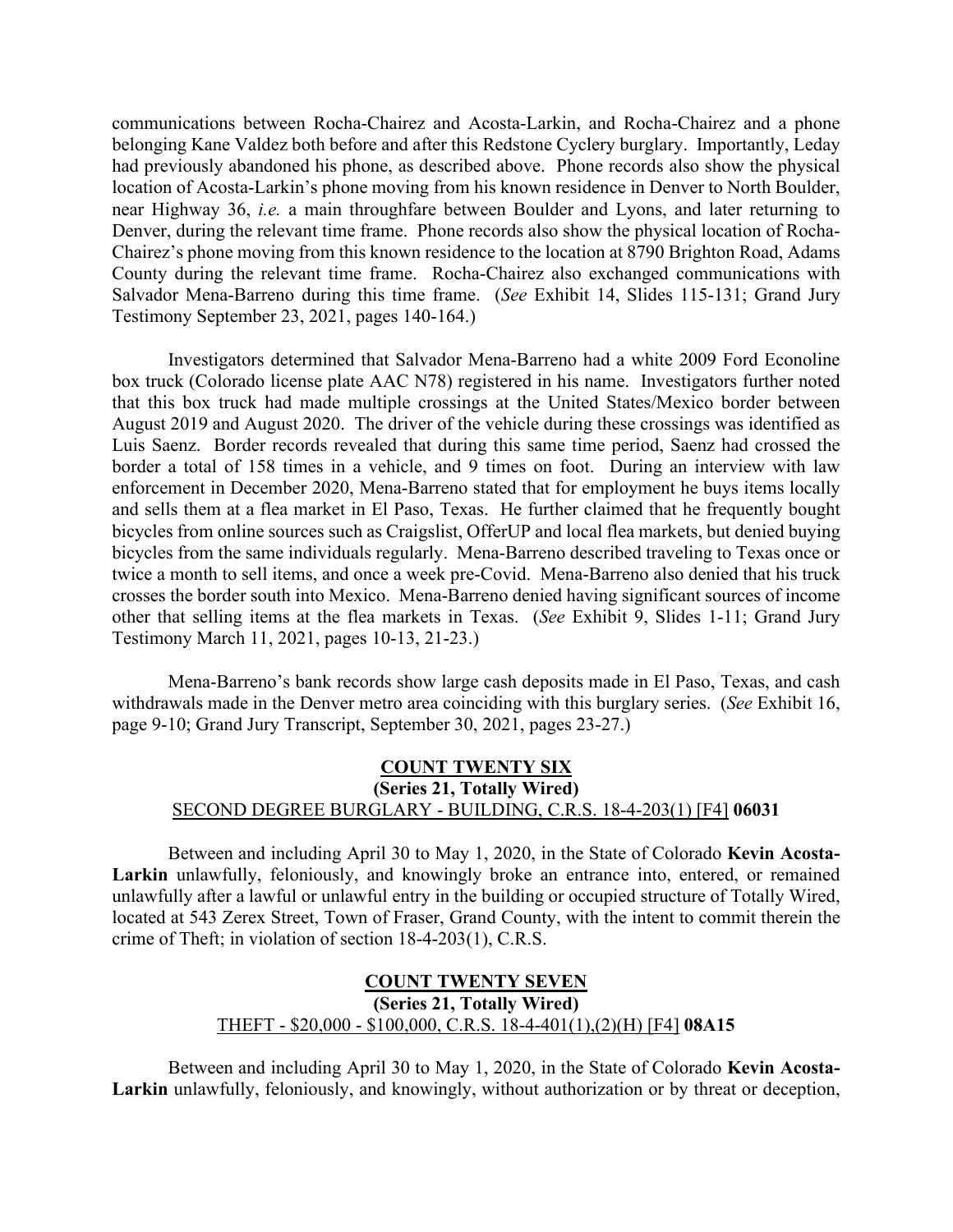communications between Rocha-Chairez and Acosta-Larkin, and Rocha-Chairez and a phone belonging Kane Valdez both before and after this Redstone Cyclery burglary. Importantly, Leday had previously abandoned his phone, as described above. Phone records also show the physical location of Acosta-Larkin's phone moving from his known residence in Denver to North Boulder, near Highway 36, *i.e.* a main throughfare between Boulder and Lyons, and later returning to Denver, during the relevant time frame. Phone records also show the physical location of Rocha-Chairez's phone moving from this known residence to the location at 8790 Brighton Road, Adams County during the relevant time frame. Rocha-Chairez also exchanged communications with Salvador Mena-Barreno during this time frame. (*See* Exhibit 14, Slides 115-131; Grand Jury Testimony September 23, 2021, pages 140-164.)

Investigators determined that Salvador Mena-Barreno had a white 2009 Ford Econoline box truck (Colorado license plate AAC N78) registered in his name. Investigators further noted that this box truck had made multiple crossings at the United States/Mexico border between August 2019 and August 2020. The driver of the vehicle during these crossings was identified as Luis Saenz. Border records revealed that during this same time period, Saenz had crossed the border a total of 158 times in a vehicle, and 9 times on foot. During an interview with law enforcement in December 2020, Mena-Barreno stated that for employment he buys items locally and sells them at a flea market in El Paso, Texas. He further claimed that he frequently bought bicycles from online sources such as Craigslist, OfferUP and local flea markets, but denied buying bicycles from the same individuals regularly. Mena-Barreno described traveling to Texas once or twice a month to sell items, and once a week pre-Covid. Mena-Barreno also denied that his truck crosses the border south into Mexico. Mena-Barreno denied having significant sources of income other that selling items at the flea markets in Texas. (*See* Exhibit 9, Slides 1-11; Grand Jury Testimony March 11, 2021, pages 10-13, 21-23.)

Mena-Barreno's bank records show large cash deposits made in El Paso, Texas, and cash withdrawals made in the Denver metro area coinciding with this burglary series. (*See* Exhibit 16, page 9-10; Grand Jury Transcript, September 30, 2021, pages 23-27.)

## COUNT TWENTY SIX
### (Series 21, Totally Wired)
SECOND DEGREE BURGLARY - BUILDING, C.R.S. 18-4-203(1) [F4] **06031**

Between and including April 30 to May 1, 2020, in the State of Colorado **Kevin Acosta-Larkin** unlawfully, feloniously, and knowingly broke an entrance into, entered, or remained unlawfully after a lawful or unlawful entry in the building or occupied structure of Totally Wired, located at 543 Zerex Street, Town of Fraser, Grand County, with the intent to commit therein the crime of Theft; in violation of section 18-4-203(1), C.R.S.

## COUNT TWENTY SEVEN
### (Series 21, Totally Wired)
THEFT - $20,000 - $100,000, C.R.S. 18-4-401(1),(2)(H) [F4] **08A15**

Between and including April 30 to May 1, 2020, in the State of Colorado **Kevin Acosta-Larkin** unlawfully, feloniously, and knowingly, without authorization or by threat or deception,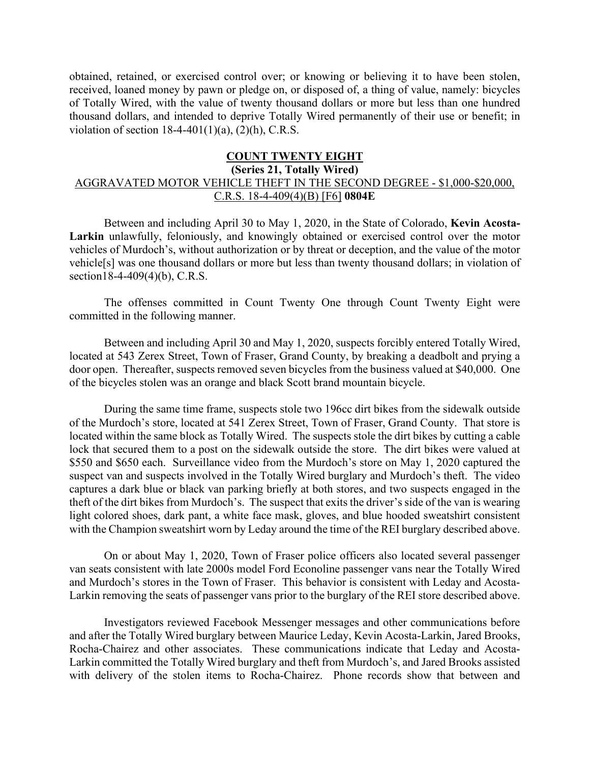obtained, retained, or exercised control over; or knowing or believing it to have been stolen, received, loaned money by pawn or pledge on, or disposed of, a thing of value, namely: bicycles of Totally Wired, with the value of twenty thousand dollars or more but less than one hundred thousand dollars, and intended to deprive Totally Wired permanently of their use or benefit; in violation of section 18-4-401(1)(a), (2)(h), C.R.S.

**COUNT TWENTY EIGHT**

**(Series 21, Totally Wired)**

AGGRAVATED MOTOR VEHICLE THEFT IN THE SECOND DEGREE - $1,000-$20,000, C.R.S. 18-4-409(4)(B) [F6] **0804E**

Between and including April 30 to May 1, 2020, in the State of Colorado, **Kevin Acosta-Larkin** unlawfully, feloniously, and knowingly obtained or exercised control over the motor vehicles of Murdoch's, without authorization or by threat or deception, and the value of the motor vehicle[s] was one thousand dollars or more but less than twenty thousand dollars; in violation of section18-4-409(4)(b), C.R.S.

The offenses committed in Count Twenty One through Count Twenty Eight were committed in the following manner.

Between and including April 30 and May 1, 2020, suspects forcibly entered Totally Wired, located at 543 Zerex Street, Town of Fraser, Grand County, by breaking a deadbolt and prying a door open. Thereafter, suspects removed seven bicycles from the business valued at $40,000. One of the bicycles stolen was an orange and black Scott brand mountain bicycle.

During the same time frame, suspects stole two 196cc dirt bikes from the sidewalk outside of the Murdoch's store, located at 541 Zerex Street, Town of Fraser, Grand County. That store is located within the same block as Totally Wired. The suspects stole the dirt bikes by cutting a cable lock that secured them to a post on the sidewalk outside the store. The dirt bikes were valued at $550 and $650 each. Surveillance video from the Murdoch's store on May 1, 2020 captured the suspect van and suspects involved in the Totally Wired burglary and Murdoch's theft. The video captures a dark blue or black van parking briefly at both stores, and two suspects engaged in the theft of the dirt bikes from Murdoch's. The suspect that exits the driver's side of the van is wearing light colored shoes, dark pant, a white face mask, gloves, and blue hooded sweatshirt consistent with the Champion sweatshirt worn by Leday around the time of the REI burglary described above.

On or about May 1, 2020, Town of Fraser police officers also located several passenger van seats consistent with late 2000s model Ford Econoline passenger vans near the Totally Wired and Murdoch's stores in the Town of Fraser. This behavior is consistent with Leday and Acosta-Larkin removing the seats of passenger vans prior to the burglary of the REI store described above.

Investigators reviewed Facebook Messenger messages and other communications before and after the Totally Wired burglary between Maurice Leday, Kevin Acosta-Larkin, Jared Brooks, Rocha-Chairez and other associates. These communications indicate that Leday and Acosta-Larkin committed the Totally Wired burglary and theft from Murdoch's, and Jared Brooks assisted with delivery of the stolen items to Rocha-Chairez. Phone records show that between and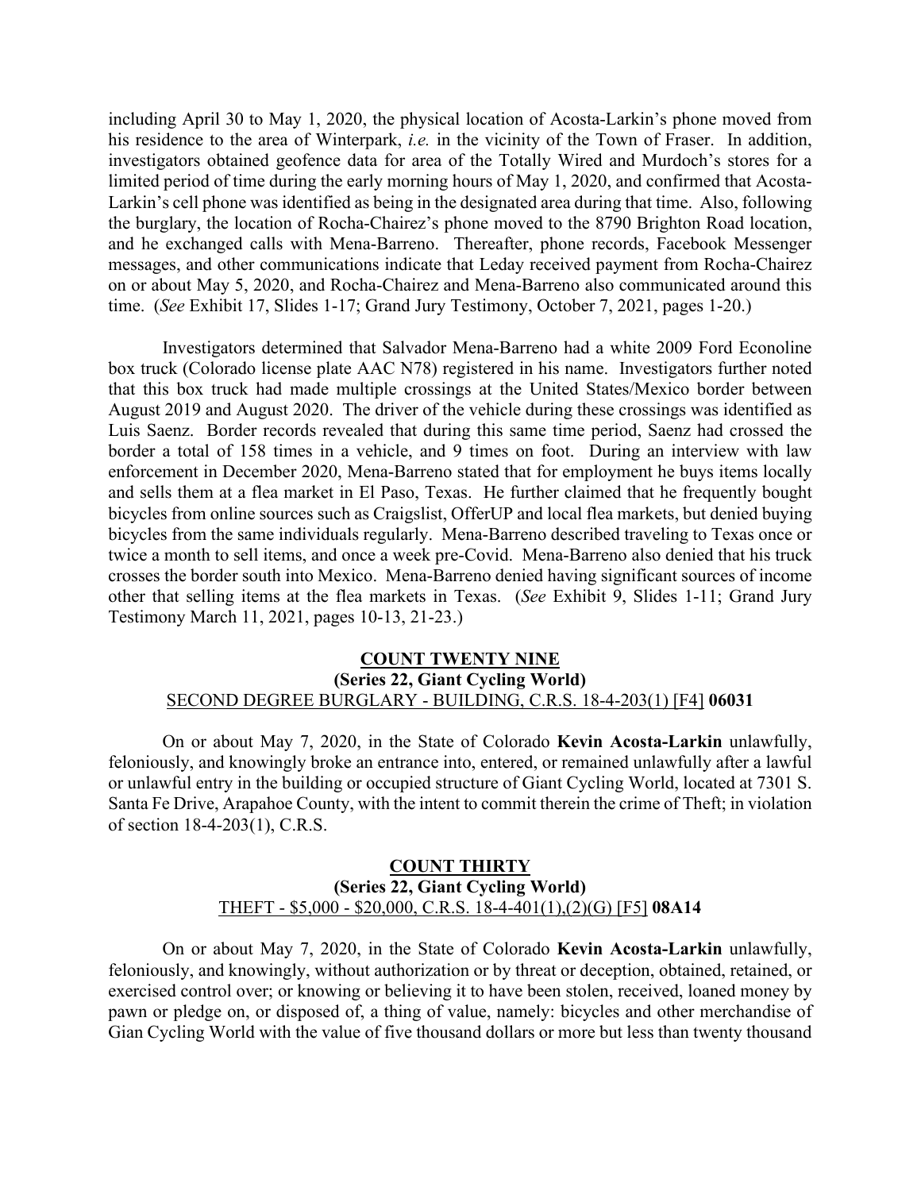including April 30 to May 1, 2020, the physical location of Acosta-Larkin's phone moved from his residence to the area of Winterpark, *i.e.* in the vicinity of the Town of Fraser. In addition, investigators obtained geofence data for area of the Totally Wired and Murdoch's stores for a limited period of time during the early morning hours of May 1, 2020, and confirmed that Acosta-Larkin's cell phone was identified as being in the designated area during that time. Also, following the burglary, the location of Rocha-Chairez's phone moved to the 8790 Brighton Road location, and he exchanged calls with Mena-Barreno. Thereafter, phone records, Facebook Messenger messages, and other communications indicate that Leday received payment from Rocha-Chairez on or about May 5, 2020, and Rocha-Chairez and Mena-Barreno also communicated around this time. (*See* Exhibit 17, Slides 1-17; Grand Jury Testimony, October 7, 2021, pages 1-20.)

Investigators determined that Salvador Mena-Barreno had a white 2009 Ford Econoline box truck (Colorado license plate AAC N78) registered in his name. Investigators further noted that this box truck had made multiple crossings at the United States/Mexico border between August 2019 and August 2020. The driver of the vehicle during these crossings was identified as Luis Saenz. Border records revealed that during this same time period, Saenz had crossed the border a total of 158 times in a vehicle, and 9 times on foot. During an interview with law enforcement in December 2020, Mena-Barreno stated that for employment he buys items locally and sells them at a flea market in El Paso, Texas. He further claimed that he frequently bought bicycles from online sources such as Craigslist, OfferUP and local flea markets, but denied buying bicycles from the same individuals regularly. Mena-Barreno described traveling to Texas once or twice a month to sell items, and once a week pre-Covid. Mena-Barreno also denied that his truck crosses the border south into Mexico. Mena-Barreno denied having significant sources of income other that selling items at the flea markets in Texas. (*See* Exhibit 9, Slides 1-11; Grand Jury Testimony March 11, 2021, pages 10-13, 21-23.)

## COUNT TWENTY NINE
### (Series 22, Giant Cycling World)
SECOND DEGREE BURGLARY - BUILDING, C.R.S. 18-4-203(1) [F4] **06031**

On or about May 7, 2020, in the State of Colorado **Kevin Acosta-Larkin** unlawfully, feloniously, and knowingly broke an entrance into, entered, or remained unlawfully after a lawful or unlawful entry in the building or occupied structure of Giant Cycling World, located at 7301 S. Santa Fe Drive, Arapahoe County, with the intent to commit therein the crime of Theft; in violation of section 18-4-203(1), C.R.S.

## COUNT THIRTY
### (Series 22, Giant Cycling World)
THEFT - $5,000 - $20,000, C.R.S. 18-4-401(1),(2)(G) [F5] **08A14**

On or about May 7, 2020, in the State of Colorado **Kevin Acosta-Larkin** unlawfully, feloniously, and knowingly, without authorization or by threat or deception, obtained, retained, or exercised control over; or knowing or believing it to have been stolen, received, loaned money by pawn or pledge on, or disposed of, a thing of value, namely: bicycles and other merchandise of Gian Cycling World with the value of five thousand dollars or more but less than twenty thousand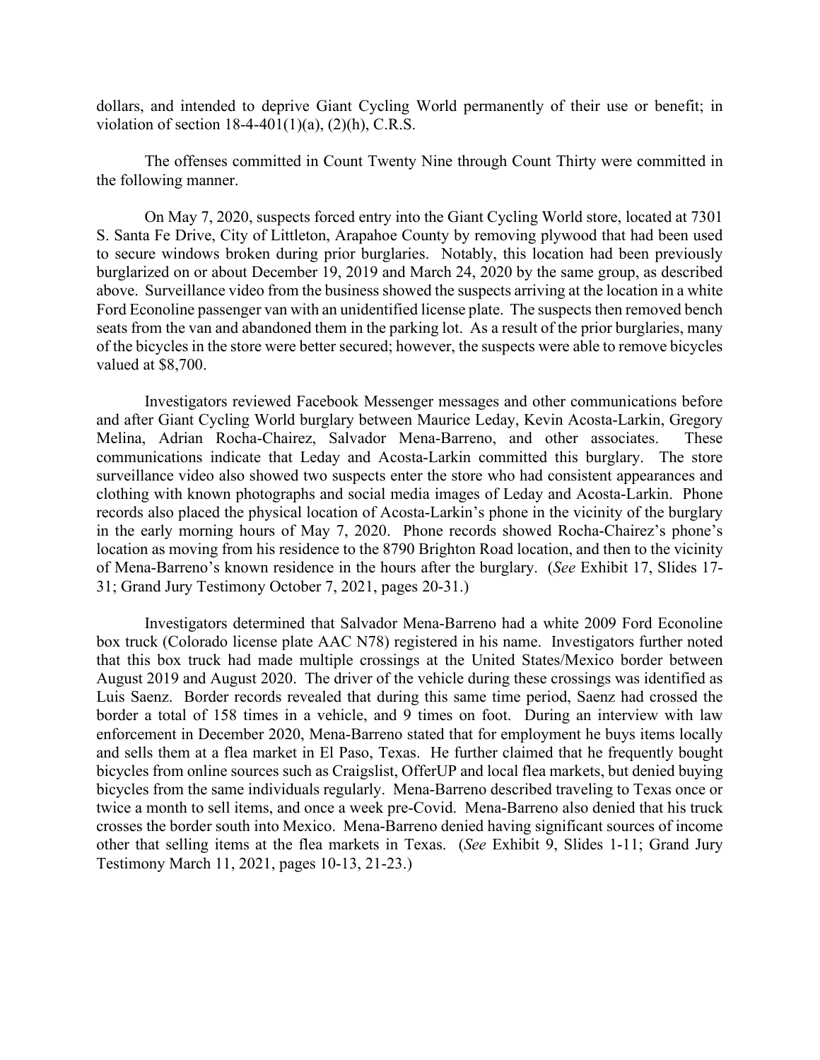dollars, and intended to deprive Giant Cycling World permanently of their use or benefit; in violation of section 18-4-401(1)(a), (2)(h), C.R.S.

The offenses committed in Count Twenty Nine through Count Thirty were committed in the following manner.

On May 7, 2020, suspects forced entry into the Giant Cycling World store, located at 7301 S. Santa Fe Drive, City of Littleton, Arapahoe County by removing plywood that had been used to secure windows broken during prior burglaries. Notably, this location had been previously burglarized on or about December 19, 2019 and March 24, 2020 by the same group, as described above. Surveillance video from the business showed the suspects arriving at the location in a white Ford Econoline passenger van with an unidentified license plate. The suspects then removed bench seats from the van and abandoned them in the parking lot. As a result of the prior burglaries, many of the bicycles in the store were better secured; however, the suspects were able to remove bicycles valued at $8,700.

Investigators reviewed Facebook Messenger messages and other communications before and after Giant Cycling World burglary between Maurice Leday, Kevin Acosta-Larkin, Gregory Melina, Adrian Rocha-Chairez, Salvador Mena-Barreno, and other associates. These communications indicate that Leday and Acosta-Larkin committed this burglary. The store surveillance video also showed two suspects enter the store who had consistent appearances and clothing with known photographs and social media images of Leday and Acosta-Larkin. Phone records also placed the physical location of Acosta-Larkin's phone in the vicinity of the burglary in the early morning hours of May 7, 2020. Phone records showed Rocha-Chairez's phone's location as moving from his residence to the 8790 Brighton Road location, and then to the vicinity of Mena-Barreno's known residence in the hours after the burglary. (*See* Exhibit 17, Slides 17-31; Grand Jury Testimony October 7, 2021, pages 20-31.)

Investigators determined that Salvador Mena-Barreno had a white 2009 Ford Econoline box truck (Colorado license plate AAC N78) registered in his name. Investigators further noted that this box truck had made multiple crossings at the United States/Mexico border between August 2019 and August 2020. The driver of the vehicle during these crossings was identified as Luis Saenz. Border records revealed that during this same time period, Saenz had crossed the border a total of 158 times in a vehicle, and 9 times on foot. During an interview with law enforcement in December 2020, Mena-Barreno stated that for employment he buys items locally and sells them at a flea market in El Paso, Texas. He further claimed that he frequently bought bicycles from online sources such as Craigslist, OfferUP and local flea markets, but denied buying bicycles from the same individuals regularly. Mena-Barreno described traveling to Texas once or twice a month to sell items, and once a week pre-Covid. Mena-Barreno also denied that his truck crosses the border south into Mexico. Mena-Barreno denied having significant sources of income other that selling items at the flea markets in Texas. (*See* Exhibit 9, Slides 1-11; Grand Jury Testimony March 11, 2021, pages 10-13, 21-23.)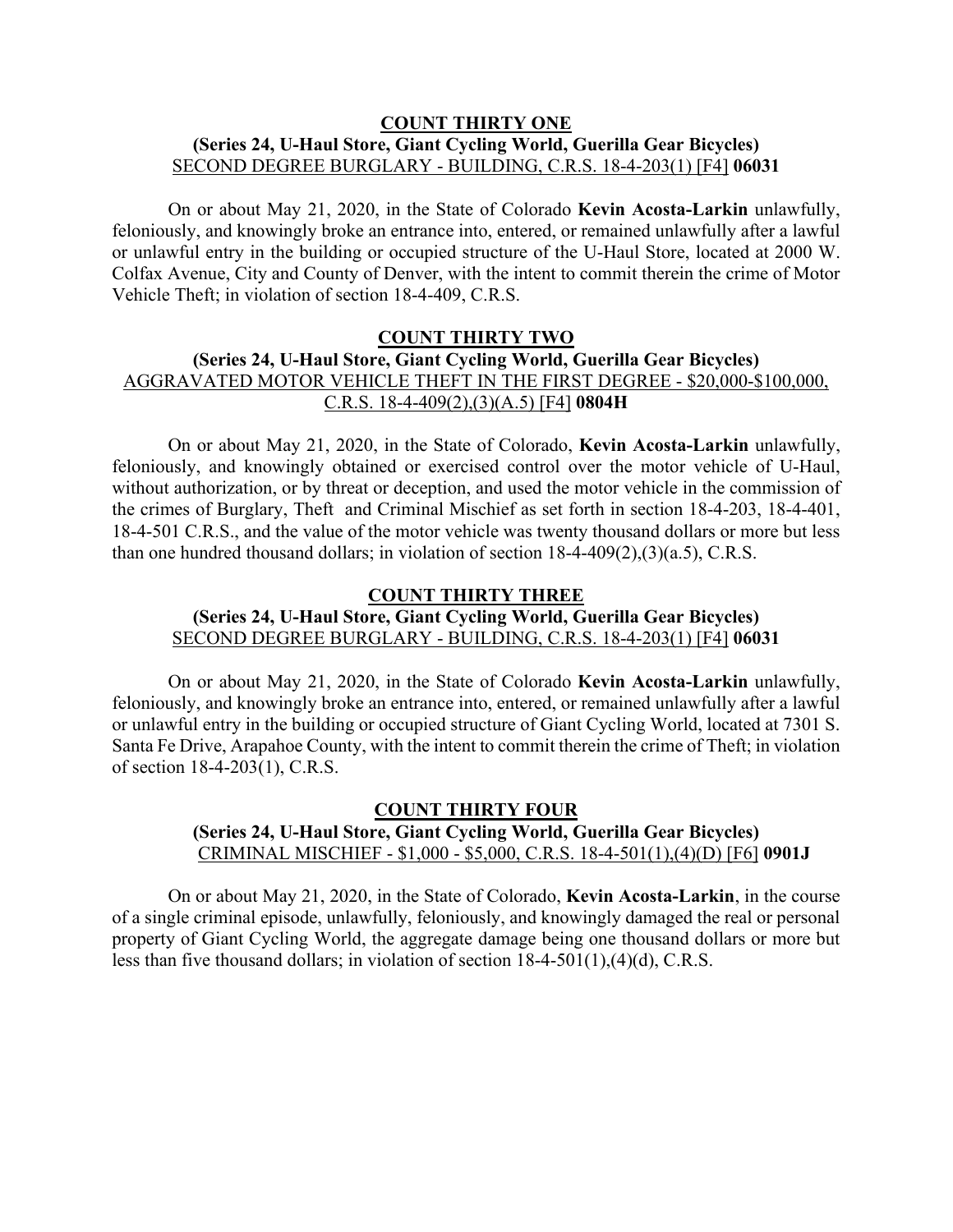**COUNT THIRTY ONE**

**(Series 24, U-Haul Store, Giant Cycling World, Guerilla Gear Bicycles)**

SECOND DEGREE BURGLARY - BUILDING, C.R.S. 18-4-203(1) [F4] **06031**

On or about May 21, 2020, in the State of Colorado **Kevin Acosta-Larkin** unlawfully, feloniously, and knowingly broke an entrance into, entered, or remained unlawfully after a lawful or unlawful entry in the building or occupied structure of the U-Haul Store, located at 2000 W. Colfax Avenue, City and County of Denver, with the intent to commit therein the crime of Motor Vehicle Theft; in violation of section 18-4-409, C.R.S.

**COUNT THIRTY TWO**

**(Series 24, U-Haul Store, Giant Cycling World, Guerilla Gear Bicycles)**

AGGRAVATED MOTOR VEHICLE THEFT IN THE FIRST DEGREE - $20,000-$100,000, C.R.S. 18-4-409(2),(3)(A.5) [F4] **0804H**

On or about May 21, 2020, in the State of Colorado, **Kevin Acosta-Larkin** unlawfully, feloniously, and knowingly obtained or exercised control over the motor vehicle of U-Haul, without authorization, or by threat or deception, and used the motor vehicle in the commission of the crimes of Burglary, Theft and Criminal Mischief as set forth in section 18-4-203, 18-4-401, 18-4-501 C.R.S., and the value of the motor vehicle was twenty thousand dollars or more but less than one hundred thousand dollars; in violation of section 18-4-409(2),(3)(a.5), C.R.S.

**COUNT THIRTY THREE**

**(Series 24, U-Haul Store, Giant Cycling World, Guerilla Gear Bicycles)**

SECOND DEGREE BURGLARY - BUILDING, C.R.S. 18-4-203(1) [F4] **06031**

On or about May 21, 2020, in the State of Colorado **Kevin Acosta-Larkin** unlawfully, feloniously, and knowingly broke an entrance into, entered, or remained unlawfully after a lawful or unlawful entry in the building or occupied structure of Giant Cycling World, located at 7301 S. Santa Fe Drive, Arapahoe County, with the intent to commit therein the crime of Theft; in violation of section 18-4-203(1), C.R.S.

**COUNT THIRTY FOUR**

**(Series 24, U-Haul Store, Giant Cycling World, Guerilla Gear Bicycles)**

CRIMINAL MISCHIEF - $1,000 - $5,000, C.R.S. 18-4-501(1),(4)(D) [F6] **0901J**

On or about May 21, 2020, in the State of Colorado, **Kevin Acosta-Larkin**, in the course of a single criminal episode, unlawfully, feloniously, and knowingly damaged the real or personal property of Giant Cycling World, the aggregate damage being one thousand dollars or more but less than five thousand dollars; in violation of section 18-4-501(1),(4)(d), C.R.S.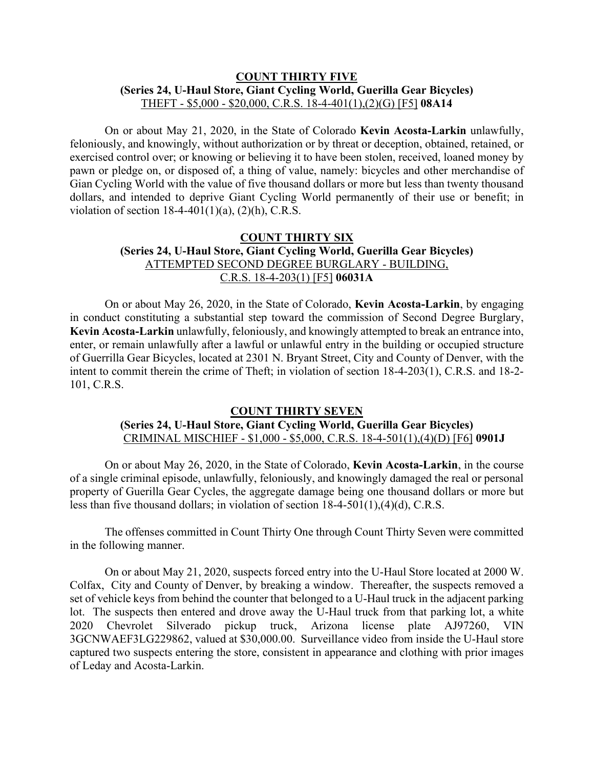**COUNT THIRTY FIVE**
**(Series 24, U-Haul Store, Giant Cycling World, Guerilla Gear Bicycles)**
THEFT - $5,000 - $20,000, C.R.S. 18-4-401(1),(2)(G) [F5] **08A14**

On or about May 21, 2020, in the State of Colorado **Kevin Acosta-Larkin** unlawfully, feloniously, and knowingly, without authorization or by threat or deception, obtained, retained, or exercised control over; or knowing or believing it to have been stolen, received, loaned money by pawn or pledge on, or disposed of, a thing of value, namely: bicycles and other merchandise of Gian Cycling World with the value of five thousand dollars or more but less than twenty thousand dollars, and intended to deprive Giant Cycling World permanently of their use or benefit; in violation of section 18-4-401(1)(a), (2)(h), C.R.S.

**COUNT THIRTY SIX**
**(Series 24, U-Haul Store, Giant Cycling World, Guerilla Gear Bicycles)**
ATTEMPTED SECOND DEGREE BURGLARY - BUILDING, C.R.S. 18-4-203(1) [F5] **06031A**

On or about May 26, 2020, in the State of Colorado, **Kevin Acosta-Larkin**, by engaging in conduct constituting a substantial step toward the commission of Second Degree Burglary, **Kevin Acosta-Larkin** unlawfully, feloniously, and knowingly attempted to break an entrance into, enter, or remain unlawfully after a lawful or unlawful entry in the building or occupied structure of Guerrilla Gear Bicycles, located at 2301 N. Bryant Street, City and County of Denver, with the intent to commit therein the crime of Theft; in violation of section 18-4-203(1), C.R.S. and 18-2-101, C.R.S.

**COUNT THIRTY SEVEN**
**(Series 24, U-Haul Store, Giant Cycling World, Guerilla Gear Bicycles)**
CRIMINAL MISCHIEF - $1,000 - $5,000, C.R.S. 18-4-501(1),(4)(D) [F6] **0901J**

On or about May 26, 2020, in the State of Colorado, **Kevin Acosta-Larkin**, in the course of a single criminal episode, unlawfully, feloniously, and knowingly damaged the real or personal property of Guerilla Gear Cycles, the aggregate damage being one thousand dollars or more but less than five thousand dollars; in violation of section 18-4-501(1),(4)(d), C.R.S.

The offenses committed in Count Thirty One through Count Thirty Seven were committed in the following manner.

On or about May 21, 2020, suspects forced entry into the U-Haul Store located at 2000 W. Colfax, City and County of Denver, by breaking a window. Thereafter, the suspects removed a set of vehicle keys from behind the counter that belonged to a U-Haul truck in the adjacent parking lot. The suspects then entered and drove away the U-Haul truck from that parking lot, a white 2020 Chevrolet Silverado pickup truck, Arizona license plate AJ97260, VIN 3GCNWAEF3LG229862, valued at $30,000.00. Surveillance video from inside the U-Haul store captured two suspects entering the store, consistent in appearance and clothing with prior images of Leday and Acosta-Larkin.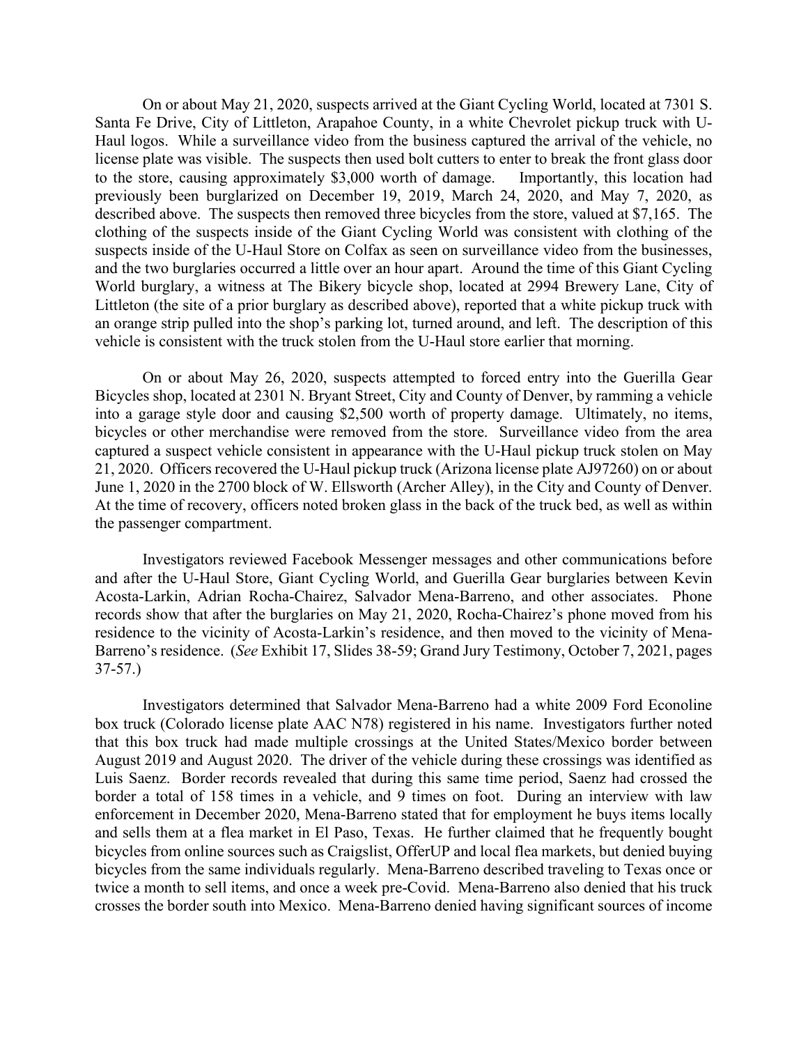On or about May 21, 2020, suspects arrived at the Giant Cycling World, located at 7301 S. Santa Fe Drive, City of Littleton, Arapahoe County, in a white Chevrolet pickup truck with U-Haul logos. While a surveillance video from the business captured the arrival of the vehicle, no license plate was visible. The suspects then used bolt cutters to enter to break the front glass door to the store, causing approximately $3,000 worth of damage. Importantly, this location had previously been burglarized on December 19, 2019, March 24, 2020, and May 7, 2020, as described above. The suspects then removed three bicycles from the store, valued at $7,165. The clothing of the suspects inside of the Giant Cycling World was consistent with clothing of the suspects inside of the U-Haul Store on Colfax as seen on surveillance video from the businesses, and the two burglaries occurred a little over an hour apart. Around the time of this Giant Cycling World burglary, a witness at The Bikery bicycle shop, located at 2994 Brewery Lane, City of Littleton (the site of a prior burglary as described above), reported that a white pickup truck with an orange strip pulled into the shop's parking lot, turned around, and left. The description of this vehicle is consistent with the truck stolen from the U-Haul store earlier that morning.

On or about May 26, 2020, suspects attempted to forced entry into the Guerilla Gear Bicycles shop, located at 2301 N. Bryant Street, City and County of Denver, by ramming a vehicle into a garage style door and causing $2,500 worth of property damage. Ultimately, no items, bicycles or other merchandise were removed from the store. Surveillance video from the area captured a suspect vehicle consistent in appearance with the U-Haul pickup truck stolen on May 21, 2020. Officers recovered the U-Haul pickup truck (Arizona license plate AJ97260) on or about June 1, 2020 in the 2700 block of W. Ellsworth (Archer Alley), in the City and County of Denver. At the time of recovery, officers noted broken glass in the back of the truck bed, as well as within the passenger compartment.

Investigators reviewed Facebook Messenger messages and other communications before and after the U-Haul Store, Giant Cycling World, and Guerilla Gear burglaries between Kevin Acosta-Larkin, Adrian Rocha-Chairez, Salvador Mena-Barreno, and other associates. Phone records show that after the burglaries on May 21, 2020, Rocha-Chairez's phone moved from his residence to the vicinity of Acosta-Larkin's residence, and then moved to the vicinity of Mena-Barreno's residence. (*See* Exhibit 17, Slides 38-59; Grand Jury Testimony, October 7, 2021, pages 37-57.)

Investigators determined that Salvador Mena-Barreno had a white 2009 Ford Econoline box truck (Colorado license plate AAC N78) registered in his name. Investigators further noted that this box truck had made multiple crossings at the United States/Mexico border between August 2019 and August 2020. The driver of the vehicle during these crossings was identified as Luis Saenz. Border records revealed that during this same time period, Saenz had crossed the border a total of 158 times in a vehicle, and 9 times on foot. During an interview with law enforcement in December 2020, Mena-Barreno stated that for employment he buys items locally and sells them at a flea market in El Paso, Texas. He further claimed that he frequently bought bicycles from online sources such as Craigslist, OfferUP and local flea markets, but denied buying bicycles from the same individuals regularly. Mena-Barreno described traveling to Texas once or twice a month to sell items, and once a week pre-Covid. Mena-Barreno also denied that his truck crosses the border south into Mexico. Mena-Barreno denied having significant sources of income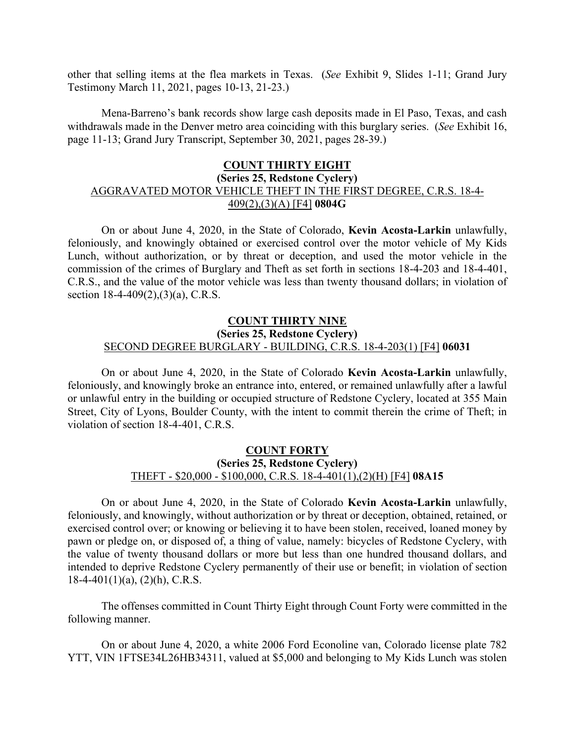other that selling items at the flea markets in Texas. (*See* Exhibit 9, Slides 1-11; Grand Jury Testimony March 11, 2021, pages 10-13, 21-23.)

Mena-Barreno's bank records show large cash deposits made in El Paso, Texas, and cash withdrawals made in the Denver metro area coinciding with this burglary series. (*See* Exhibit 16, page 11-13; Grand Jury Transcript, September 30, 2021, pages 28-39.)

**COUNT THIRTY EIGHT**
**(Series 25, Redstone Cyclery)**
AGGRAVATED MOTOR VEHICLE THEFT IN THE FIRST DEGREE, C.R.S. 18-4-409(2),(3)(A) [F4] **0804G**

On or about June 4, 2020, in the State of Colorado, **Kevin Acosta-Larkin** unlawfully, feloniously, and knowingly obtained or exercised control over the motor vehicle of My Kids Lunch, without authorization, or by threat or deception, and used the motor vehicle in the commission of the crimes of Burglary and Theft as set forth in sections 18-4-203 and 18-4-401, C.R.S., and the value of the motor vehicle was less than twenty thousand dollars; in violation of section 18-4-409(2),(3)(a), C.R.S.

**COUNT THIRTY NINE**
**(Series 25, Redstone Cyclery)**
SECOND DEGREE BURGLARY - BUILDING, C.R.S. 18-4-203(1) [F4] **06031**

On or about June 4, 2020, in the State of Colorado **Kevin Acosta-Larkin** unlawfully, feloniously, and knowingly broke an entrance into, entered, or remained unlawfully after a lawful or unlawful entry in the building or occupied structure of Redstone Cyclery, located at 355 Main Street, City of Lyons, Boulder County, with the intent to commit therein the crime of Theft; in violation of section 18-4-401, C.R.S.

**COUNT FORTY**
**(Series 25, Redstone Cyclery)**
THEFT - $20,000 - $100,000, C.R.S. 18-4-401(1),(2)(H) [F4] **08A15**

On or about June 4, 2020, in the State of Colorado **Kevin Acosta-Larkin** unlawfully, feloniously, and knowingly, without authorization or by threat or deception, obtained, retained, or exercised control over; or knowing or believing it to have been stolen, received, loaned money by pawn or pledge on, or disposed of, a thing of value, namely: bicycles of Redstone Cyclery, with the value of twenty thousand dollars or more but less than one hundred thousand dollars, and intended to deprive Redstone Cyclery permanently of their use or benefit; in violation of section 18-4-401(1)(a), (2)(h), C.R.S.

The offenses committed in Count Thirty Eight through Count Forty were committed in the following manner.

On or about June 4, 2020, a white 2006 Ford Econoline van, Colorado license plate 782 YTT, VIN 1FTSE34L26HB34311, valued at $5,000 and belonging to My Kids Lunch was stolen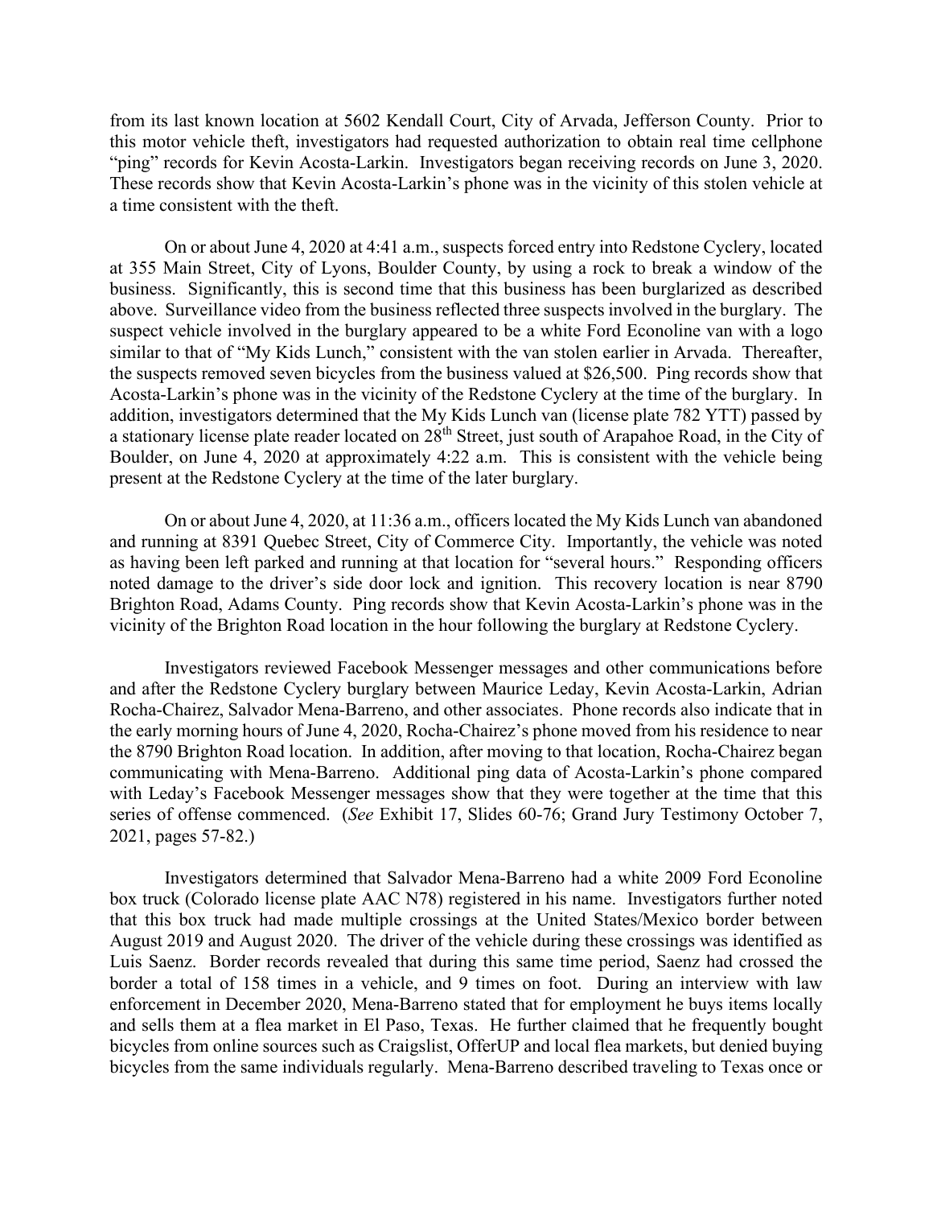from its last known location at 5602 Kendall Court, City of Arvada, Jefferson County. Prior to this motor vehicle theft, investigators had requested authorization to obtain real time cellphone "ping" records for Kevin Acosta-Larkin. Investigators began receiving records on June 3, 2020. These records show that Kevin Acosta-Larkin's phone was in the vicinity of this stolen vehicle at a time consistent with the theft.

On or about June 4, 2020 at 4:41 a.m., suspects forced entry into Redstone Cyclery, located at 355 Main Street, City of Lyons, Boulder County, by using a rock to break a window of the business. Significantly, this is second time that this business has been burglarized as described above. Surveillance video from the business reflected three suspects involved in the burglary. The suspect vehicle involved in the burglary appeared to be a white Ford Econoline van with a logo similar to that of "My Kids Lunch," consistent with the van stolen earlier in Arvada. Thereafter, the suspects removed seven bicycles from the business valued at $26,500. Ping records show that Acosta-Larkin's phone was in the vicinity of the Redstone Cyclery at the time of the burglary. In addition, investigators determined that the My Kids Lunch van (license plate 782 YTT) passed by a stationary license plate reader located on 28th Street, just south of Arapahoe Road, in the City of Boulder, on June 4, 2020 at approximately 4:22 a.m. This is consistent with the vehicle being present at the Redstone Cyclery at the time of the later burglary.

On or about June 4, 2020, at 11:36 a.m., officers located the My Kids Lunch van abandoned and running at 8391 Quebec Street, City of Commerce City. Importantly, the vehicle was noted as having been left parked and running at that location for "several hours." Responding officers noted damage to the driver's side door lock and ignition. This recovery location is near 8790 Brighton Road, Adams County. Ping records show that Kevin Acosta-Larkin's phone was in the vicinity of the Brighton Road location in the hour following the burglary at Redstone Cyclery.

Investigators reviewed Facebook Messenger messages and other communications before and after the Redstone Cyclery burglary between Maurice Leday, Kevin Acosta-Larkin, Adrian Rocha-Chairez, Salvador Mena-Barreno, and other associates. Phone records also indicate that in the early morning hours of June 4, 2020, Rocha-Chairez's phone moved from his residence to near the 8790 Brighton Road location. In addition, after moving to that location, Rocha-Chairez began communicating with Mena-Barreno. Additional ping data of Acosta-Larkin's phone compared with Leday's Facebook Messenger messages show that they were together at the time that this series of offense commenced. (*See* Exhibit 17, Slides 60-76; Grand Jury Testimony October 7, 2021, pages 57-82.)

Investigators determined that Salvador Mena-Barreno had a white 2009 Ford Econoline box truck (Colorado license plate AAC N78) registered in his name. Investigators further noted that this box truck had made multiple crossings at the United States/Mexico border between August 2019 and August 2020. The driver of the vehicle during these crossings was identified as Luis Saenz. Border records revealed that during this same time period, Saenz had crossed the border a total of 158 times in a vehicle, and 9 times on foot. During an interview with law enforcement in December 2020, Mena-Barreno stated that for employment he buys items locally and sells them at a flea market in El Paso, Texas. He further claimed that he frequently bought bicycles from online sources such as Craigslist, OfferUP and local flea markets, but denied buying bicycles from the same individuals regularly. Mena-Barreno described traveling to Texas once or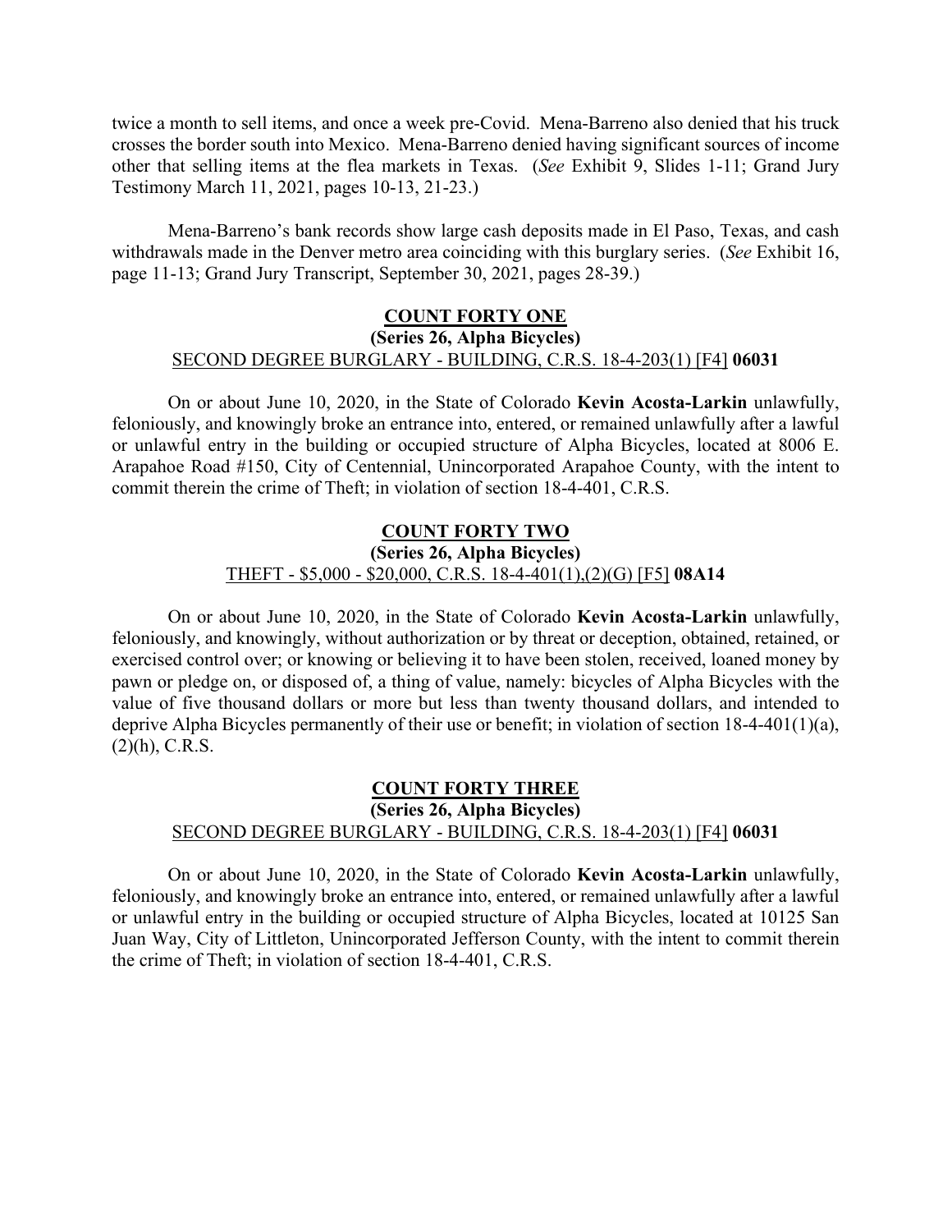twice a month to sell items, and once a week pre-Covid. Mena-Barreno also denied that his truck crosses the border south into Mexico. Mena-Barreno denied having significant sources of income other that selling items at the flea markets in Texas. (*See* Exhibit 9, Slides 1-11; Grand Jury Testimony March 11, 2021, pages 10-13, 21-23.)

Mena-Barreno's bank records show large cash deposits made in El Paso, Texas, and cash withdrawals made in the Denver metro area coinciding with this burglary series. (*See* Exhibit 16, page 11-13; Grand Jury Transcript, September 30, 2021, pages 28-39.)

**COUNT FORTY ONE**
**(Series 26, Alpha Bicycles)**
SECOND DEGREE BURGLARY - BUILDING, C.R.S. 18-4-203(1) [F4] **06031**

On or about June 10, 2020, in the State of Colorado **Kevin Acosta-Larkin** unlawfully, feloniously, and knowingly broke an entrance into, entered, or remained unlawfully after a lawful or unlawful entry in the building or occupied structure of Alpha Bicycles, located at 8006 E. Arapahoe Road #150, City of Centennial, Unincorporated Arapahoe County, with the intent to commit therein the crime of Theft; in violation of section 18-4-401, C.R.S.

**COUNT FORTY TWO**
**(Series 26, Alpha Bicycles)**
THEFT - $5,000 - $20,000, C.R.S. 18-4-401(1),(2)(G) [F5] **08A14**

On or about June 10, 2020, in the State of Colorado **Kevin Acosta-Larkin** unlawfully, feloniously, and knowingly, without authorization or by threat or deception, obtained, retained, or exercised control over; or knowing or believing it to have been stolen, received, loaned money by pawn or pledge on, or disposed of, a thing of value, namely: bicycles of Alpha Bicycles with the value of five thousand dollars or more but less than twenty thousand dollars, and intended to deprive Alpha Bicycles permanently of their use or benefit; in violation of section 18-4-401(1)(a), (2)(h), C.R.S.

**COUNT FORTY THREE**
**(Series 26, Alpha Bicycles)**
SECOND DEGREE BURGLARY - BUILDING, C.R.S. 18-4-203(1) [F4] **06031**

On or about June 10, 2020, in the State of Colorado **Kevin Acosta-Larkin** unlawfully, feloniously, and knowingly broke an entrance into, entered, or remained unlawfully after a lawful or unlawful entry in the building or occupied structure of Alpha Bicycles, located at 10125 San Juan Way, City of Littleton, Unincorporated Jefferson County, with the intent to commit therein the crime of Theft; in violation of section 18-4-401, C.R.S.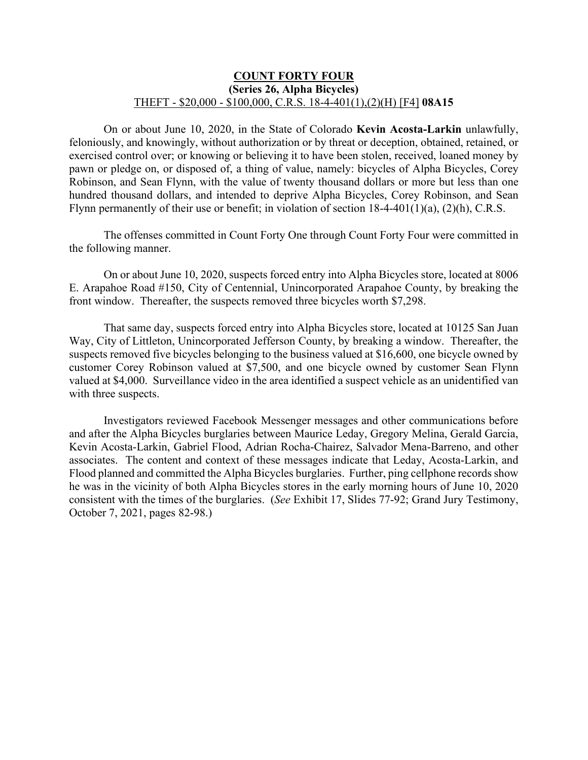**COUNT FORTY FOUR**
**(Series 26, Alpha Bicycles)**
THEFT - $20,000 - $100,000, C.R.S. 18-4-401(1),(2)(H) [F4] **08A15**

On or about June 10, 2020, in the State of Colorado **Kevin Acosta-Larkin** unlawfully, feloniously, and knowingly, without authorization or by threat or deception, obtained, retained, or exercised control over; or knowing or believing it to have been stolen, received, loaned money by pawn or pledge on, or disposed of, a thing of value, namely: bicycles of Alpha Bicycles, Corey Robinson, and Sean Flynn, with the value of twenty thousand dollars or more but less than one hundred thousand dollars, and intended to deprive Alpha Bicycles, Corey Robinson, and Sean Flynn permanently of their use or benefit; in violation of section 18-4-401(1)(a), (2)(h), C.R.S.

The offenses committed in Count Forty One through Count Forty Four were committed in the following manner.

On or about June 10, 2020, suspects forced entry into Alpha Bicycles store, located at 8006 E. Arapahoe Road #150, City of Centennial, Unincorporated Arapahoe County, by breaking the front window. Thereafter, the suspects removed three bicycles worth $7,298.

That same day, suspects forced entry into Alpha Bicycles store, located at 10125 San Juan Way, City of Littleton, Unincorporated Jefferson County, by breaking a window. Thereafter, the suspects removed five bicycles belonging to the business valued at $16,600, one bicycle owned by customer Corey Robinson valued at $7,500, and one bicycle owned by customer Sean Flynn valued at $4,000. Surveillance video in the area identified a suspect vehicle as an unidentified van with three suspects.

Investigators reviewed Facebook Messenger messages and other communications before and after the Alpha Bicycles burglaries between Maurice Leday, Gregory Melina, Gerald Garcia, Kevin Acosta-Larkin, Gabriel Flood, Adrian Rocha-Chairez, Salvador Mena-Barreno, and other associates. The content and context of these messages indicate that Leday, Acosta-Larkin, and Flood planned and committed the Alpha Bicycles burglaries. Further, ping cellphone records show he was in the vicinity of both Alpha Bicycles stores in the early morning hours of June 10, 2020 consistent with the times of the burglaries. (*See* Exhibit 17, Slides 77-92; Grand Jury Testimony, October 7, 2021, pages 82-98.)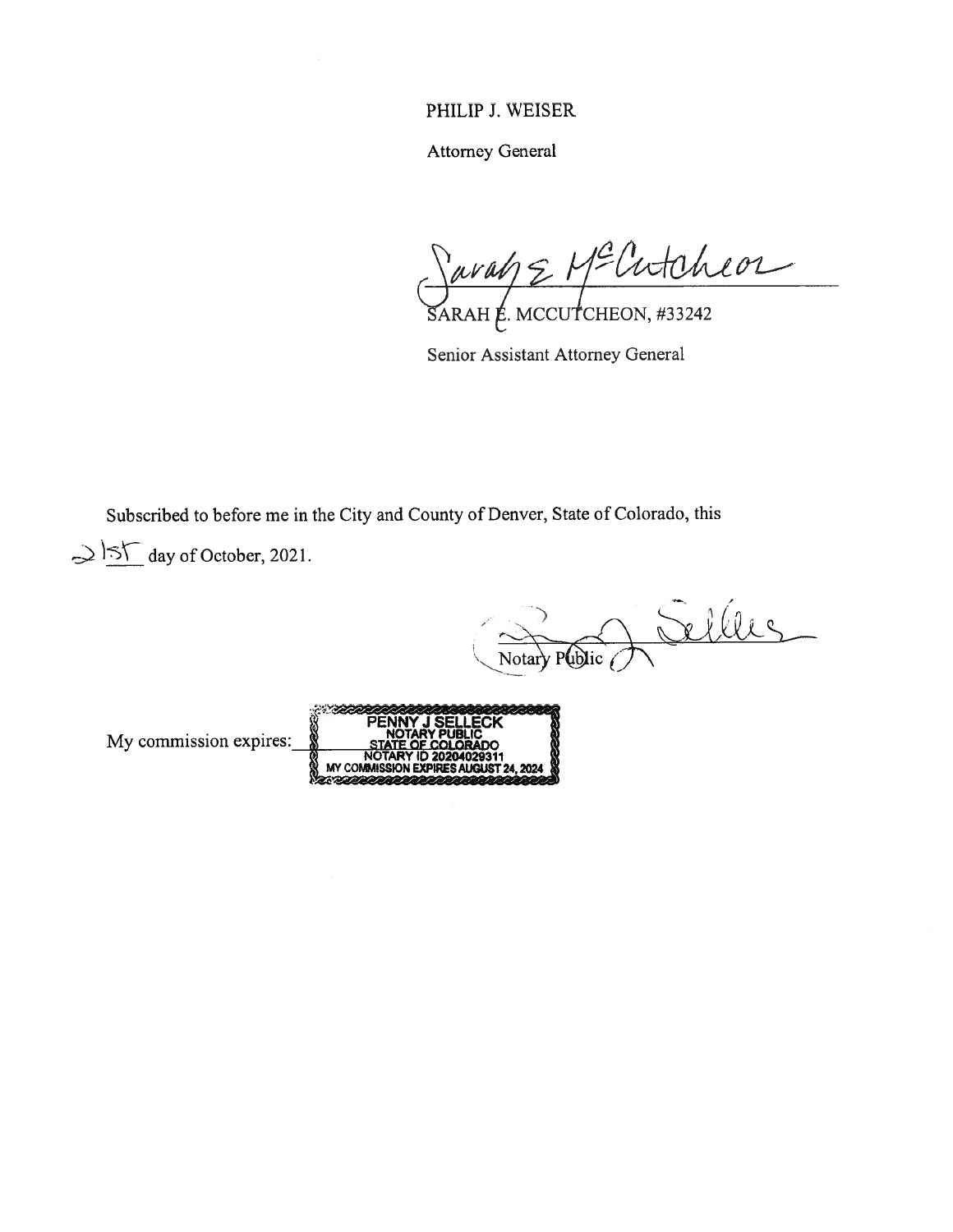PHILIP J. WEISER

Attorney General

SARAH E. MCCUTCHEON, #33242

Senior Assistant Attorney General

Subscribed to before me in the City and County of Denver, State of Colorado, this 21st day of October, 2021.

Notary Public

My commission expires:

PENNY J SELLECK
NOTARY PUBLIC
STATE OF COLORADO
NOTARY ID 20204029311
MY COMMISSION EXPIRES AUGUST 24, 2024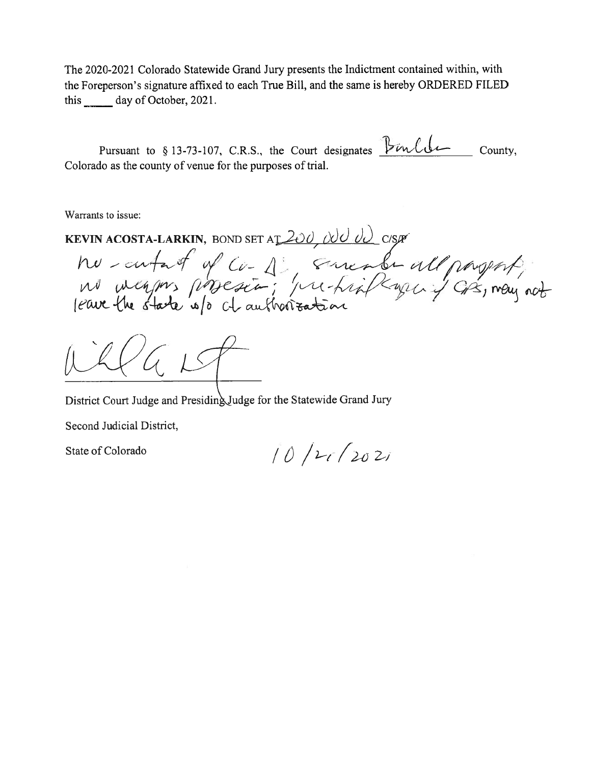The 2020-2021 Colorado Statewide Grand Jury presents the Indictment contained within, with the Foreperson's signature affixed to each True Bill, and the same is hereby ORDERED FILED this _____ day of October, 2021.

Pursuant to § 13-73-107, C.R.S., the Court designates Boulder County, Colorado as the county of venue for the purposes of trial.

Warrants to issue:

**KEVIN ACOSTA-LARKIN**, BOND SET AT 200,000.00 C/S/P

no contact w/ Co-D; surrender all passport; no weapons possession; pre-trial services w/ GPS, may not leave the state w/o ct authorization

_______________________________

District Court Judge and Presiding Judge for the Statewide Grand Jury

Second Judicial District,

State of Colorado

10/21/2021